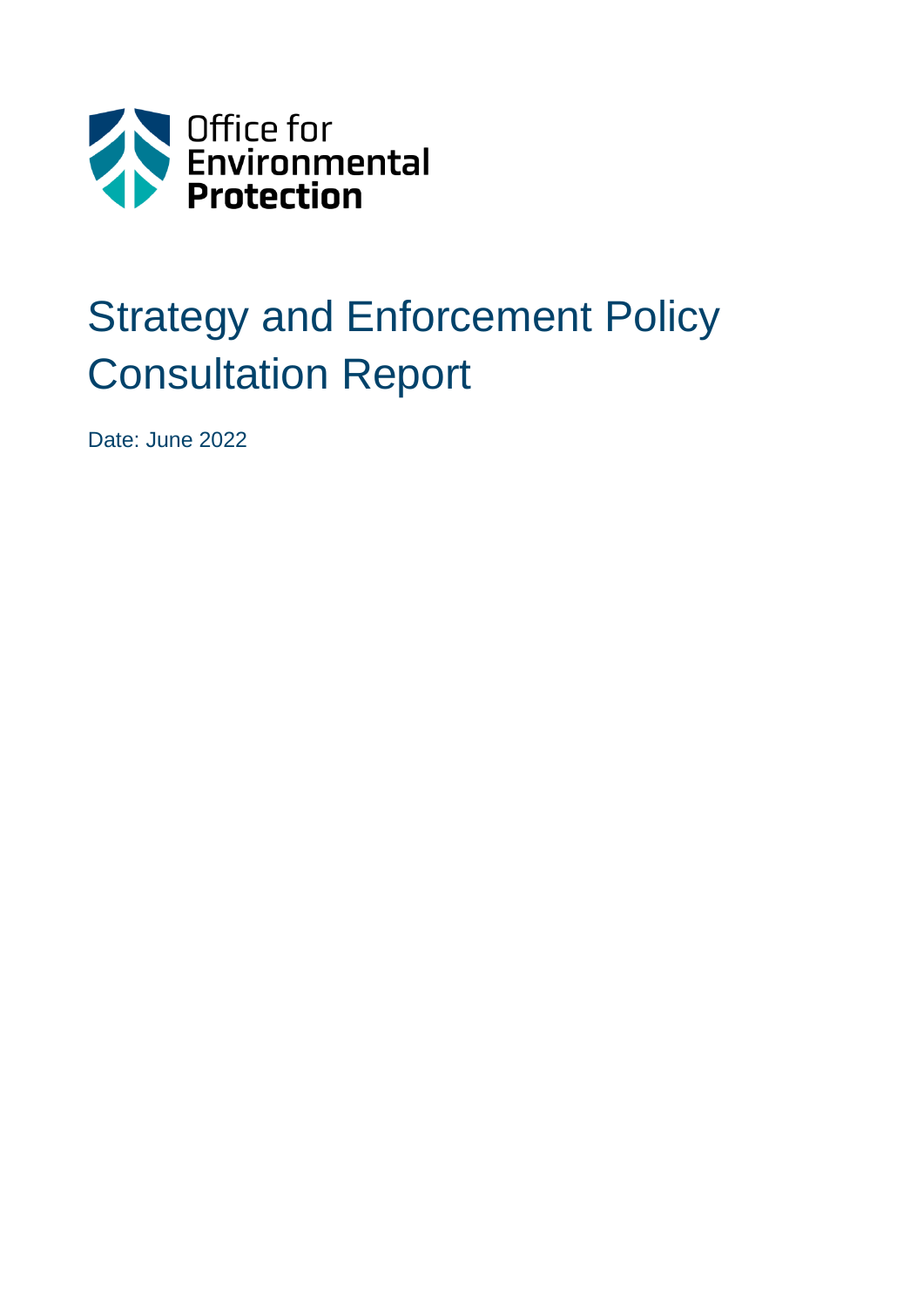Office for Environmental Protection

# Strategy and Enforcement Policy Consultation Report

Date: June 2022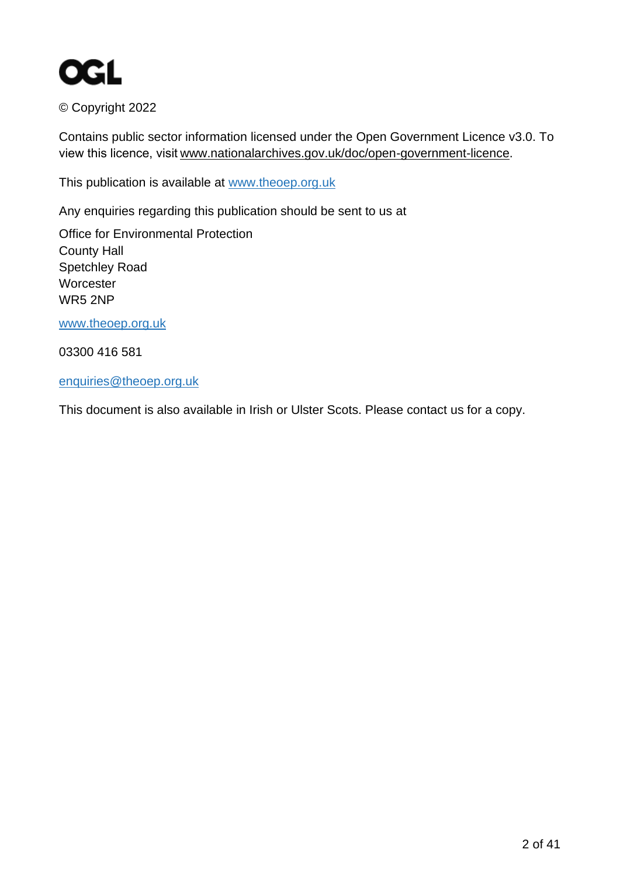OGL

© Copyright 2022

Contains public sector information licensed under the Open Government Licence v3.0. To view this licence, visit www.nationalarchives.gov.uk/doc/open-government-licence.

This publication is available at www.theoep.org.uk

Any enquiries regarding this publication should be sent to us at

Office for Environmental Protection
County Hall
Spetchley Road
Worcester
WR5 2NP

www.theoep.org.uk

03300 416 581

enquiries@theoep.org.uk

This document is also available in Irish or Ulster Scots. Please contact us for a copy.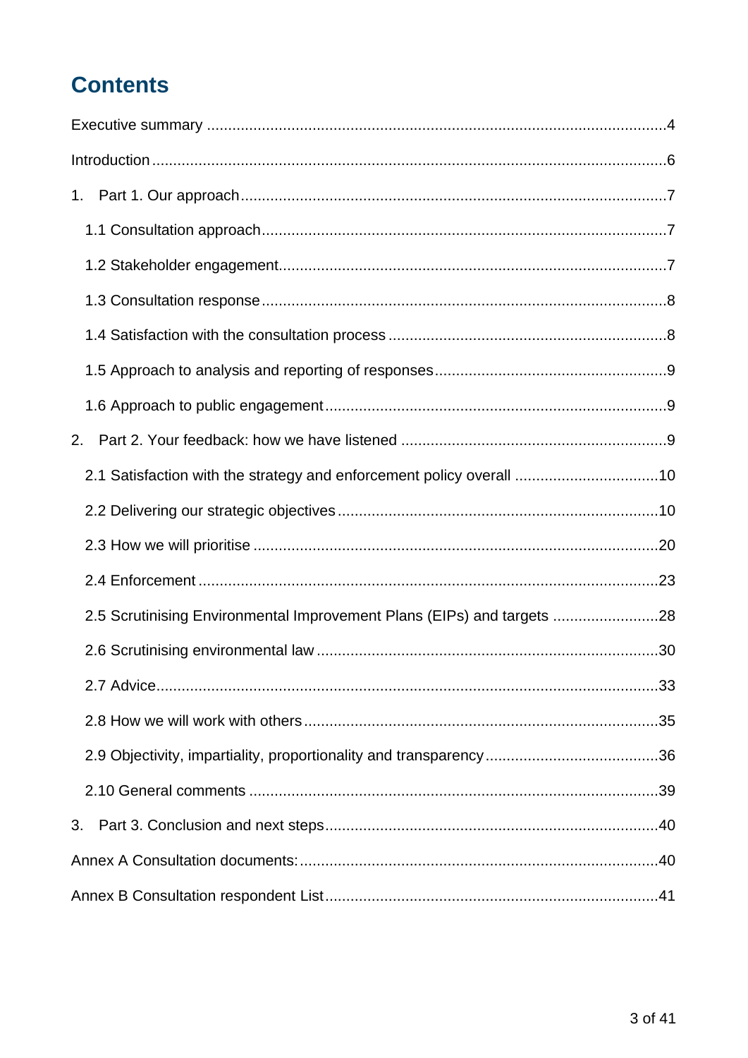# Contents

Executive summary ....................................................................................................... 4

Introduction ................................................................................................................... 6

1. Part 1. Our approach ................................................................................................ 7

   1.1 Consultation approach ........................................................................................ 7

   1.2 Stakeholder engagement ..................................................................................... 7

   1.3 Consultation response ......................................................................................... 8

   1.4 Satisfaction with the consultation process .......................................................... 8

   1.5 Approach to analysis and reporting of responses ................................................ 9

   1.6 Approach to public engagement .......................................................................... 9

2. Part 2. Your feedback: how we have listened ........................................................... 9

   2.1 Satisfaction with the strategy and enforcement policy overall ............................ 10

   2.2 Delivering our strategic objectives ..................................................................... 10

   2.3 How we will prioritise ......................................................................................... 20

   2.4 Enforcement ...................................................................................................... 23

   2.5 Scrutinising Environmental Improvement Plans (EIPs) and targets ................... 28

   2.6 Scrutinising environmental law .......................................................................... 30

   2.7 Advice ................................................................................................................ 33

   2.8 How we will work with others ............................................................................. 35

   2.9 Objectivity, impartiality, proportionality and transparency .................................. 36

   2.10 General comments .......................................................................................... 39

3. Part 3. Conclusion and next steps .......................................................................... 40

Annex A Consultation documents: ................................................................................ 40

Annex B Consultation respondent List .......................................................................... 41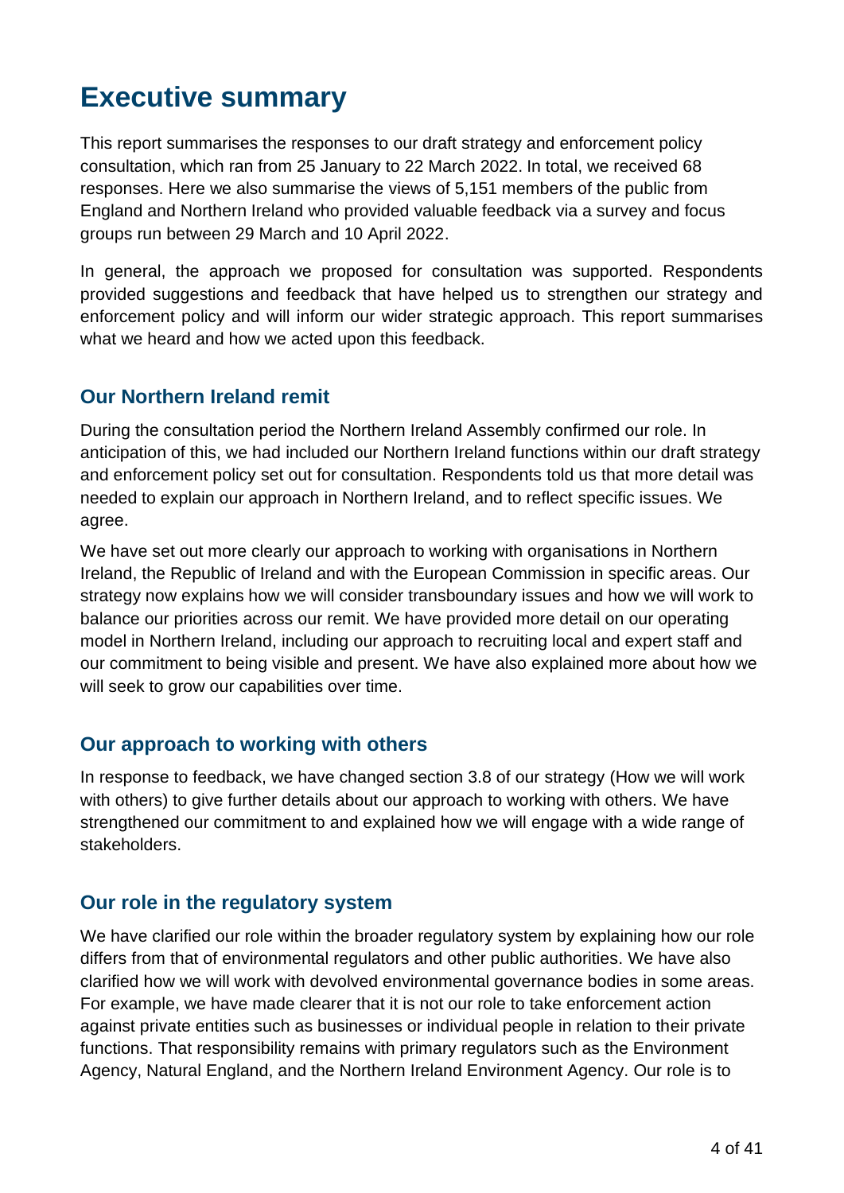# Executive summary

This report summarises the responses to our draft strategy and enforcement policy consultation, which ran from 25 January to 22 March 2022. In total, we received 68 responses. Here we also summarise the views of 5,151 members of the public from England and Northern Ireland who provided valuable feedback via a survey and focus groups run between 29 March and 10 April 2022.

In general, the approach we proposed for consultation was supported. Respondents provided suggestions and feedback that have helped us to strengthen our strategy and enforcement policy and will inform our wider strategic approach. This report summarises what we heard and how we acted upon this feedback.

## Our Northern Ireland remit

During the consultation period the Northern Ireland Assembly confirmed our role. In anticipation of this, we had included our Northern Ireland functions within our draft strategy and enforcement policy set out for consultation. Respondents told us that more detail was needed to explain our approach in Northern Ireland, and to reflect specific issues. We agree.

We have set out more clearly our approach to working with organisations in Northern Ireland, the Republic of Ireland and with the European Commission in specific areas. Our strategy now explains how we will consider transboundary issues and how we will work to balance our priorities across our remit. We have provided more detail on our operating model in Northern Ireland, including our approach to recruiting local and expert staff and our commitment to being visible and present. We have also explained more about how we will seek to grow our capabilities over time.

## Our approach to working with others

In response to feedback, we have changed section 3.8 of our strategy (How we will work with others) to give further details about our approach to working with others. We have strengthened our commitment to and explained how we will engage with a wide range of stakeholders.

## Our role in the regulatory system

We have clarified our role within the broader regulatory system by explaining how our role differs from that of environmental regulators and other public authorities. We have also clarified how we will work with devolved environmental governance bodies in some areas. For example, we have made clearer that it is not our role to take enforcement action against private entities such as businesses or individual people in relation to their private functions. That responsibility remains with primary regulators such as the Environment Agency, Natural England, and the Northern Ireland Environment Agency. Our role is to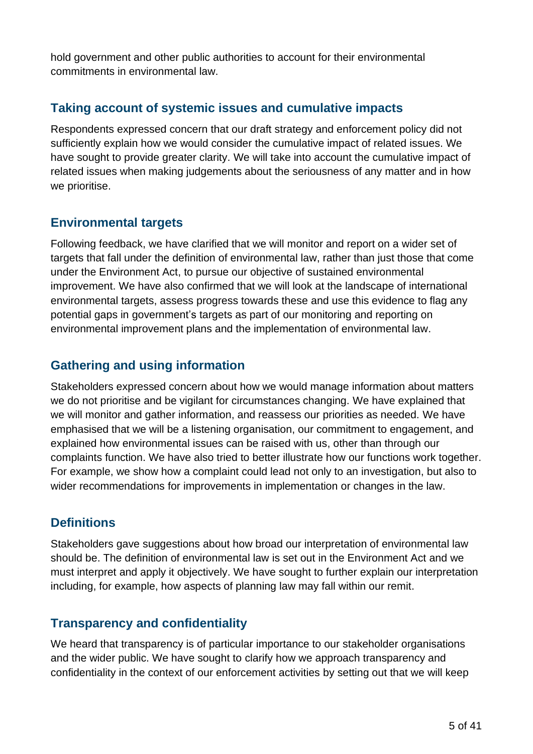hold government and other public authorities to account for their environmental commitments in environmental law.

## Taking account of systemic issues and cumulative impacts

Respondents expressed concern that our draft strategy and enforcement policy did not sufficiently explain how we would consider the cumulative impact of related issues. We have sought to provide greater clarity. We will take into account the cumulative impact of related issues when making judgements about the seriousness of any matter and in how we prioritise.

## Environmental targets

Following feedback, we have clarified that we will monitor and report on a wider set of targets that fall under the definition of environmental law, rather than just those that come under the Environment Act, to pursue our objective of sustained environmental improvement. We have also confirmed that we will look at the landscape of international environmental targets, assess progress towards these and use this evidence to flag any potential gaps in government's targets as part of our monitoring and reporting on environmental improvement plans and the implementation of environmental law.

## Gathering and using information

Stakeholders expressed concern about how we would manage information about matters we do not prioritise and be vigilant for circumstances changing. We have explained that we will monitor and gather information, and reassess our priorities as needed. We have emphasised that we will be a listening organisation, our commitment to engagement, and explained how environmental issues can be raised with us, other than through our complaints function. We have also tried to better illustrate how our functions work together. For example, we show how a complaint could lead not only to an investigation, but also to wider recommendations for improvements in implementation or changes in the law.

## Definitions

Stakeholders gave suggestions about how broad our interpretation of environmental law should be. The definition of environmental law is set out in the Environment Act and we must interpret and apply it objectively. We have sought to further explain our interpretation including, for example, how aspects of planning law may fall within our remit.

## Transparency and confidentiality

We heard that transparency is of particular importance to our stakeholder organisations and the wider public. We have sought to clarify how we approach transparency and confidentiality in the context of our enforcement activities by setting out that we will keep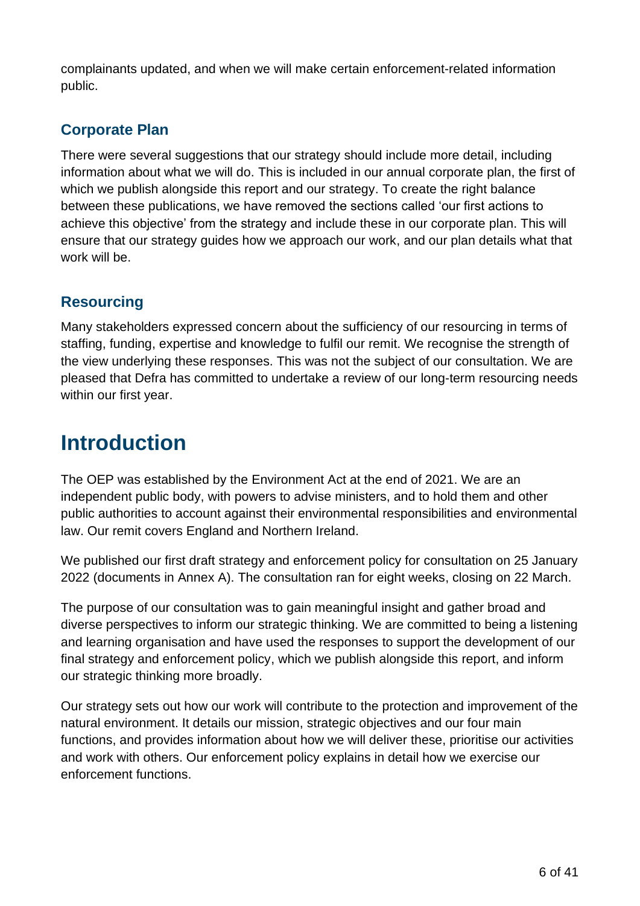complainants updated, and when we will make certain enforcement-related information public.

## Corporate Plan

There were several suggestions that our strategy should include more detail, including information about what we will do. This is included in our annual corporate plan, the first of which we publish alongside this report and our strategy. To create the right balance between these publications, we have removed the sections called 'our first actions to achieve this objective' from the strategy and include these in our corporate plan. This will ensure that our strategy guides how we approach our work, and our plan details what that work will be.

## Resourcing

Many stakeholders expressed concern about the sufficiency of our resourcing in terms of staffing, funding, expertise and knowledge to fulfil our remit. We recognise the strength of the view underlying these responses. This was not the subject of our consultation. We are pleased that Defra has committed to undertake a review of our long-term resourcing needs within our first year.

# Introduction

The OEP was established by the Environment Act at the end of 2021. We are an independent public body, with powers to advise ministers, and to hold them and other public authorities to account against their environmental responsibilities and environmental law. Our remit covers England and Northern Ireland.

We published our first draft strategy and enforcement policy for consultation on 25 January 2022 (documents in Annex A). The consultation ran for eight weeks, closing on 22 March.

The purpose of our consultation was to gain meaningful insight and gather broad and diverse perspectives to inform our strategic thinking. We are committed to being a listening and learning organisation and have used the responses to support the development of our final strategy and enforcement policy, which we publish alongside this report, and inform our strategic thinking more broadly.

Our strategy sets out how our work will contribute to the protection and improvement of the natural environment. It details our mission, strategic objectives and our four main functions, and provides information about how we will deliver these, prioritise our activities and work with others. Our enforcement policy explains in detail how we exercise our enforcement functions.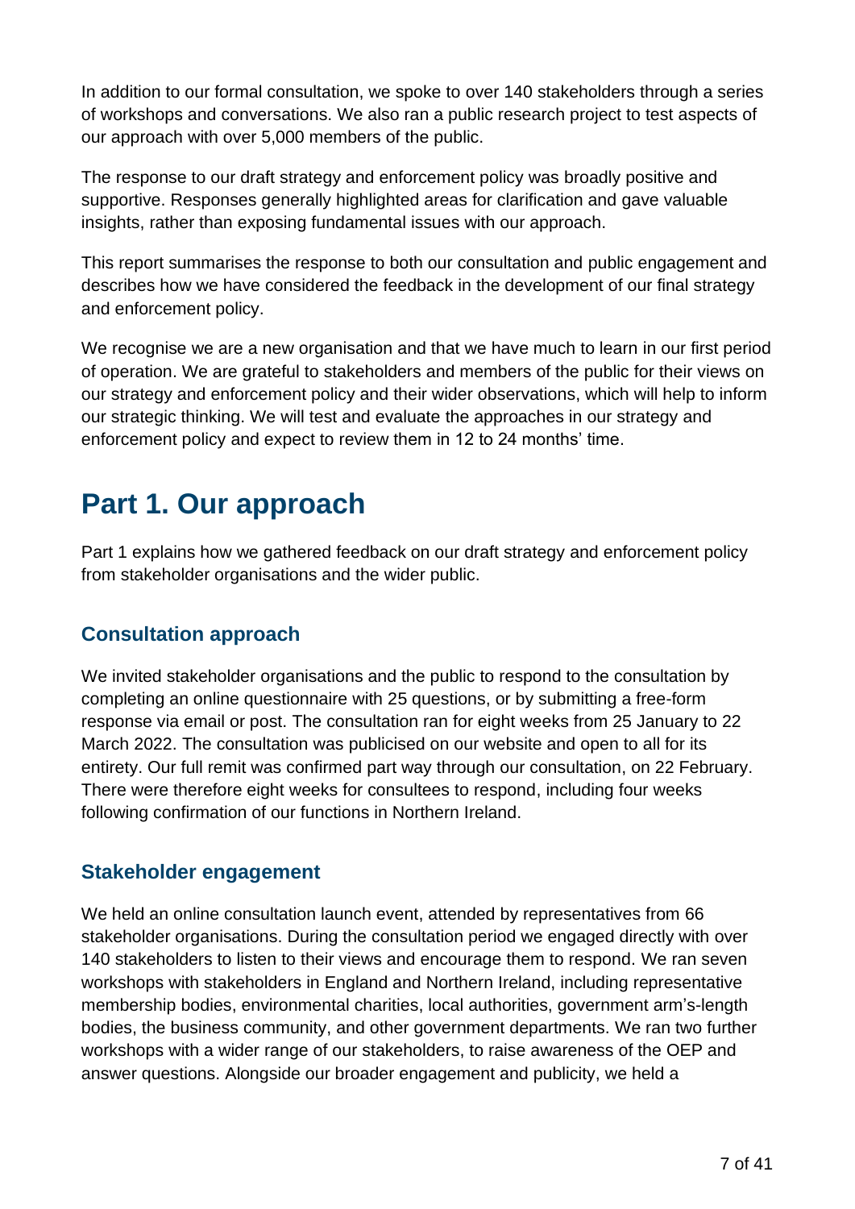In addition to our formal consultation, we spoke to over 140 stakeholders through a series of workshops and conversations. We also ran a public research project to test aspects of our approach with over 5,000 members of the public.

The response to our draft strategy and enforcement policy was broadly positive and supportive. Responses generally highlighted areas for clarification and gave valuable insights, rather than exposing fundamental issues with our approach.

This report summarises the response to both our consultation and public engagement and describes how we have considered the feedback in the development of our final strategy and enforcement policy.

We recognise we are a new organisation and that we have much to learn in our first period of operation. We are grateful to stakeholders and members of the public for their views on our strategy and enforcement policy and their wider observations, which will help to inform our strategic thinking. We will test and evaluate the approaches in our strategy and enforcement policy and expect to review them in 12 to 24 months' time.

# Part 1. Our approach

Part 1 explains how we gathered feedback on our draft strategy and enforcement policy from stakeholder organisations and the wider public.

## Consultation approach

We invited stakeholder organisations and the public to respond to the consultation by completing an online questionnaire with 25 questions, or by submitting a free-form response via email or post. The consultation ran for eight weeks from 25 January to 22 March 2022. The consultation was publicised on our website and open to all for its entirety. Our full remit was confirmed part way through our consultation, on 22 February. There were therefore eight weeks for consultees to respond, including four weeks following confirmation of our functions in Northern Ireland.

## Stakeholder engagement

We held an online consultation launch event, attended by representatives from 66 stakeholder organisations. During the consultation period we engaged directly with over 140 stakeholders to listen to their views and encourage them to respond. We ran seven workshops with stakeholders in England and Northern Ireland, including representative membership bodies, environmental charities, local authorities, government arm's-length bodies, the business community, and other government departments. We ran two further workshops with a wider range of our stakeholders, to raise awareness of the OEP and answer questions. Alongside our broader engagement and publicity, we held a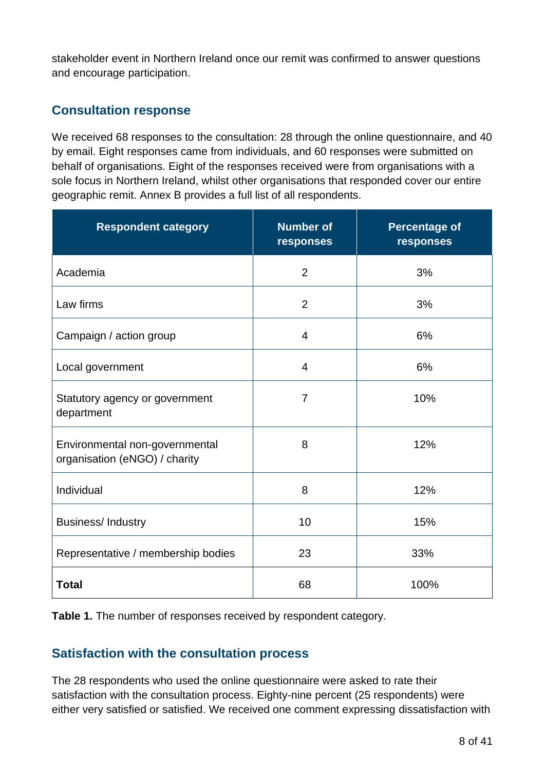stakeholder event in Northern Ireland once our remit was confirmed to answer questions and encourage participation.

## Consultation response

We received 68 responses to the consultation: 28 through the online questionnaire, and 40 by email. Eight responses came from individuals, and 60 responses were submitted on behalf of organisations. Eight of the responses received were from organisations with a sole focus in Northern Ireland, whilst other organisations that responded cover our entire geographic remit. Annex B provides a full list of all respondents.

| Respondent category | Number of responses | Percentage of responses |
|---|---|---|
| Academia | 2 | 3% |
| Law firms | 2 | 3% |
| Campaign / action group | 4 | 6% |
| Local government | 4 | 6% |
| Statutory agency or government department | 7 | 10% |
| Environmental non-governmental organisation (eNGO) / charity | 8 | 12% |
| Individual | 8 | 12% |
| Business/ Industry | 10 | 15% |
| Representative / membership bodies | 23 | 33% |
| **Total** | 68 | 100% |

**Table 1.** The number of responses received by respondent category.

## Satisfaction with the consultation process

The 28 respondents who used the online questionnaire were asked to rate their satisfaction with the consultation process. Eighty-nine percent (25 respondents) were either very satisfied or satisfied. We received one comment expressing dissatisfaction with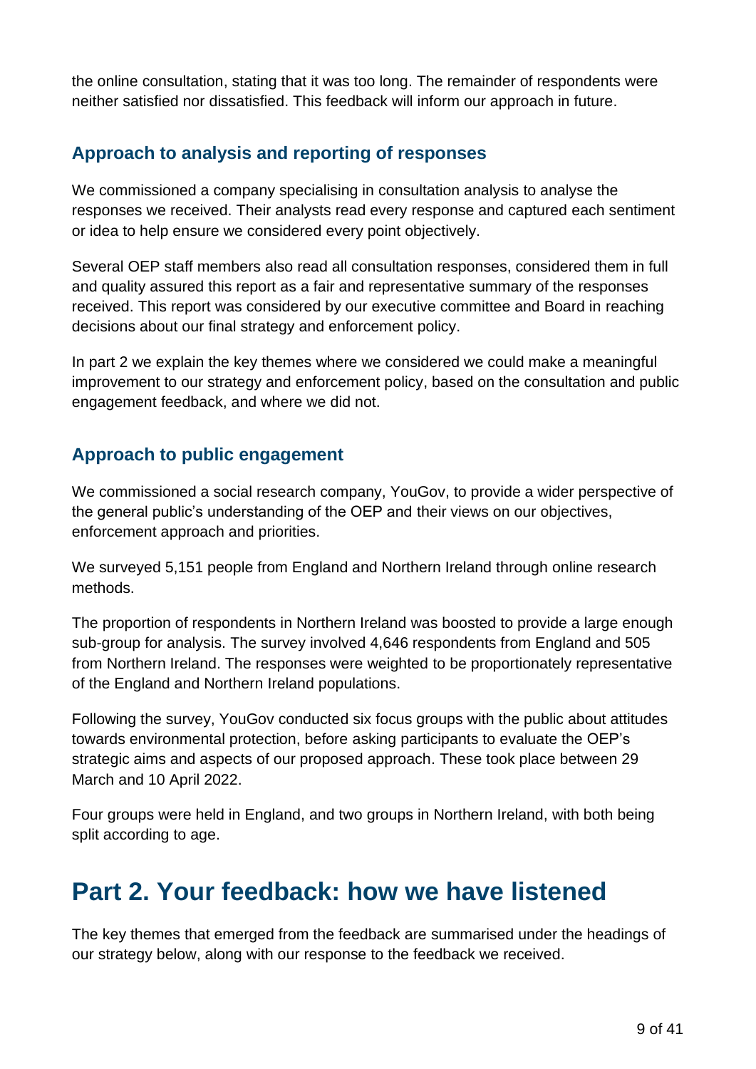the online consultation, stating that it was too long. The remainder of respondents were neither satisfied nor dissatisfied. This feedback will inform our approach in future.

### Approach to analysis and reporting of responses

We commissioned a company specialising in consultation analysis to analyse the responses we received. Their analysts read every response and captured each sentiment or idea to help ensure we considered every point objectively.

Several OEP staff members also read all consultation responses, considered them in full and quality assured this report as a fair and representative summary of the responses received. This report was considered by our executive committee and Board in reaching decisions about our final strategy and enforcement policy.

In part 2 we explain the key themes where we considered we could make a meaningful improvement to our strategy and enforcement policy, based on the consultation and public engagement feedback, and where we did not.

### Approach to public engagement

We commissioned a social research company, YouGov, to provide a wider perspective of the general public's understanding of the OEP and their views on our objectives, enforcement approach and priorities.

We surveyed 5,151 people from England and Northern Ireland through online research methods.

The proportion of respondents in Northern Ireland was boosted to provide a large enough sub-group for analysis. The survey involved 4,646 respondents from England and 505 from Northern Ireland. The responses were weighted to be proportionately representative of the England and Northern Ireland populations.

Following the survey, YouGov conducted six focus groups with the public about attitudes towards environmental protection, before asking participants to evaluate the OEP's strategic aims and aspects of our proposed approach. These took place between 29 March and 10 April 2022.

Four groups were held in England, and two groups in Northern Ireland, with both being split according to age.

## Part 2. Your feedback: how we have listened

The key themes that emerged from the feedback are summarised under the headings of our strategy below, along with our response to the feedback we received.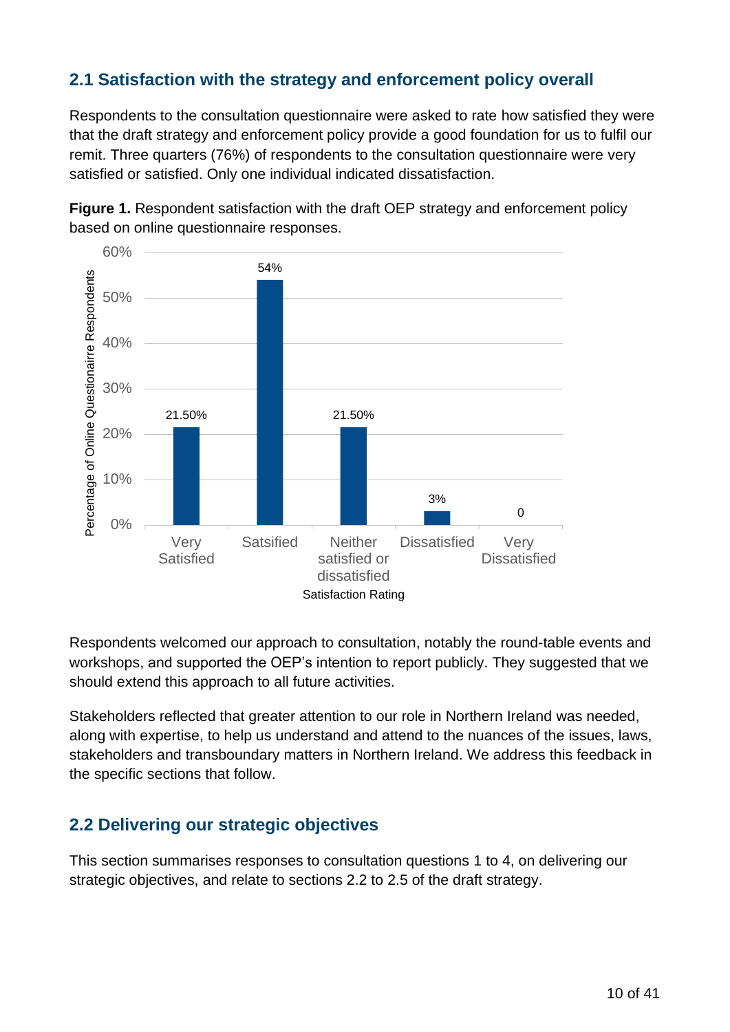## 2.1 Satisfaction with the strategy and enforcement policy overall

Respondents to the consultation questionnaire were asked to rate how satisfied they were that the draft strategy and enforcement policy provide a good foundation for us to fulfil our remit. Three quarters (76%) of respondents to the consultation questionnaire were very satisfied or satisfied. Only one individual indicated dissatisfaction.

**Figure 1.** Respondent satisfaction with the draft OEP strategy and enforcement policy based on online questionnaire responses.

| Satisfaction Rating | Percentage of Online Questionairre Respondents |
| --- | --- |
| Very Satisfied | 21.50% |
| Satsified | 54% |
| Neither satisfied or dissatisfied | 21.50% |
| Dissatisfied | 3% |
| Very Dissatisfied | 0 |

Respondents welcomed our approach to consultation, notably the round-table events and workshops, and supported the OEP's intention to report publicly. They suggested that we should extend this approach to all future activities.

Stakeholders reflected that greater attention to our role in Northern Ireland was needed, along with expertise, to help us understand and attend to the nuances of the issues, laws, stakeholders and transboundary matters in Northern Ireland. We address this feedback in the specific sections that follow.

## 2.2 Delivering our strategic objectives

This section summarises responses to consultation questions 1 to 4, on delivering our strategic objectives, and relate to sections 2.2 to 2.5 of the draft strategy.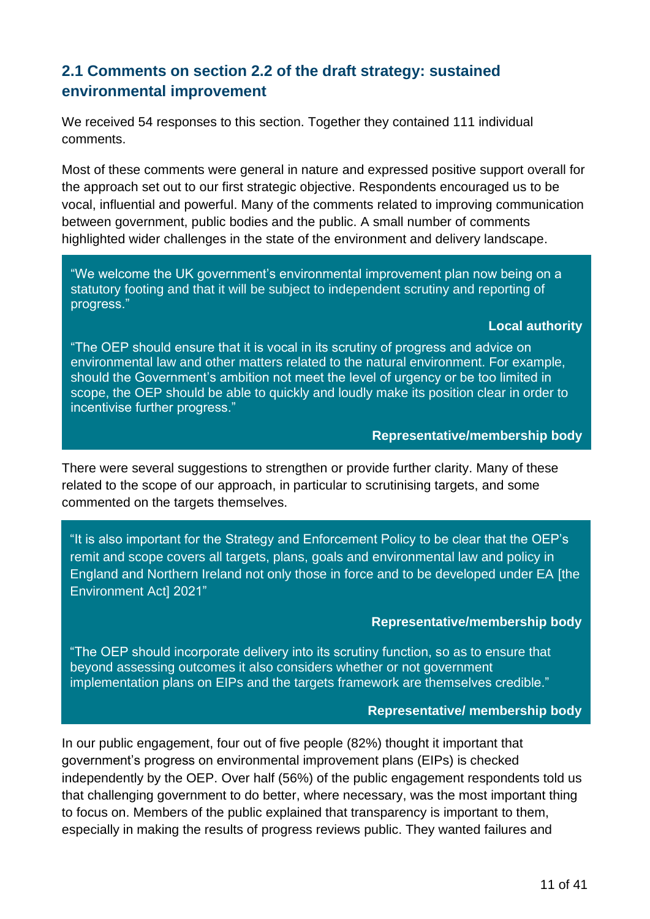## 2.1 Comments on section 2.2 of the draft strategy: sustained environmental improvement

We received 54 responses to this section. Together they contained 111 individual comments.

Most of these comments were general in nature and expressed positive support overall for the approach set out to our first strategic objective. Respondents encouraged us to be vocal, influential and powerful. Many of the comments related to improving communication between government, public bodies and the public. A small number of comments highlighted wider challenges in the state of the environment and delivery landscape.

> "We welcome the UK government's environmental improvement plan now being on a statutory footing and that it will be subject to independent scrutiny and reporting of progress."
>
> **Local authority**
>
> "The OEP should ensure that it is vocal in its scrutiny of progress and advice on environmental law and other matters related to the natural environment. For example, should the Government's ambition not meet the level of urgency or be too limited in scope, the OEP should be able to quickly and loudly make its position clear in order to incentivise further progress."
>
> **Representative/membership body**

There were several suggestions to strengthen or provide further clarity. Many of these related to the scope of our approach, in particular to scrutinising targets, and some commented on the targets themselves.

> "It is also important for the Strategy and Enforcement Policy to be clear that the OEP's remit and scope covers all targets, plans, goals and environmental law and policy in England and Northern Ireland not only those in force and to be developed under EA [the Environment Act] 2021"
>
> **Representative/membership body**
>
> "The OEP should incorporate delivery into its scrutiny function, so as to ensure that beyond assessing outcomes it also considers whether or not government implementation plans on EIPs and the targets framework are themselves credible."
>
> **Representative/ membership body**

In our public engagement, four out of five people (82%) thought it important that government's progress on environmental improvement plans (EIPs) is checked independently by the OEP. Over half (56%) of the public engagement respondents told us that challenging government to do better, where necessary, was the most important thing to focus on. Members of the public explained that transparency is important to them, especially in making the results of progress reviews public. They wanted failures and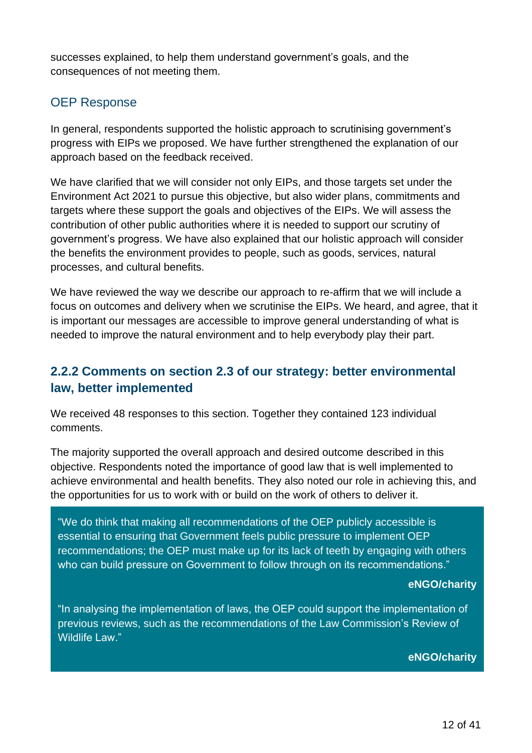successes explained, to help them understand government's goals, and the consequences of not meeting them.

### OEP Response

In general, respondents supported the holistic approach to scrutinising government's progress with EIPs we proposed. We have further strengthened the explanation of our approach based on the feedback received.

We have clarified that we will consider not only EIPs, and those targets set under the Environment Act 2021 to pursue this objective, but also wider plans, commitments and targets where these support the goals and objectives of the EIPs. We will assess the contribution of other public authorities where it is needed to support our scrutiny of government's progress. We have also explained that our holistic approach will consider the benefits the environment provides to people, such as goods, services, natural processes, and cultural benefits.

We have reviewed the way we describe our approach to re-affirm that we will include a focus on outcomes and delivery when we scrutinise the EIPs. We heard, and agree, that it is important our messages are accessible to improve general understanding of what is needed to improve the natural environment and to help everybody play their part.

## 2.2.2 Comments on section 2.3 of our strategy: better environmental law, better implemented

We received 48 responses to this section. Together they contained 123 individual comments.

The majority supported the overall approach and desired outcome described in this objective. Respondents noted the importance of good law that is well implemented to achieve environmental and health benefits. They also noted our role in achieving this, and the opportunities for us to work with or build on the work of others to deliver it.

> "We do think that making all recommendations of the OEP publicly accessible is essential to ensuring that Government feels public pressure to implement OEP recommendations; the OEP must make up for its lack of teeth by engaging with others who can build pressure on Government to follow through on its recommendations."
>
> **eNGO/charity**

> "In analysing the implementation of laws, the OEP could support the implementation of previous reviews, such as the recommendations of the Law Commission's Review of Wildlife Law."
>
> **eNGO/charity**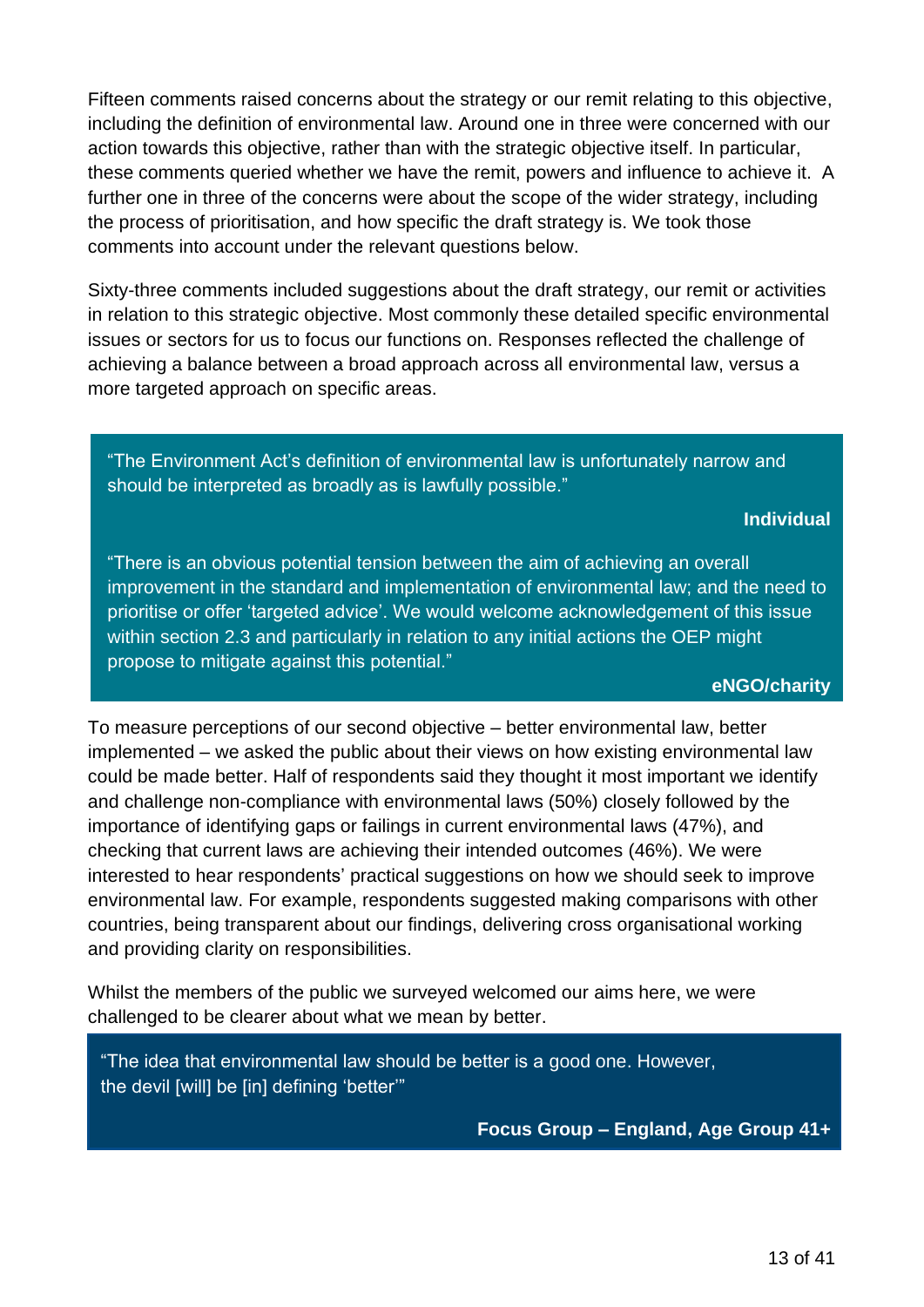Fifteen comments raised concerns about the strategy or our remit relating to this objective, including the definition of environmental law. Around one in three were concerned with our action towards this objective, rather than with the strategic objective itself. In particular, these comments queried whether we have the remit, powers and influence to achieve it. A further one in three of the concerns were about the scope of the wider strategy, including the process of prioritisation, and how specific the draft strategy is. We took those comments into account under the relevant questions below.

Sixty-three comments included suggestions about the draft strategy, our remit or activities in relation to this strategic objective. Most commonly these detailed specific environmental issues or sectors for us to focus our functions on. Responses reflected the challenge of achieving a balance between a broad approach across all environmental law, versus a more targeted approach on specific areas.

> "The Environment Act's definition of environmental law is unfortunately narrow and should be interpreted as broadly as is lawfully possible."
>
> **Individual**
>
> "There is an obvious potential tension between the aim of achieving an overall improvement in the standard and implementation of environmental law; and the need to prioritise or offer 'targeted advice'. We would welcome acknowledgement of this issue within section 2.3 and particularly in relation to any initial actions the OEP might propose to mitigate against this potential."
>
> **eNGO/charity**

To measure perceptions of our second objective – better environmental law, better implemented – we asked the public about their views on how existing environmental law could be made better. Half of respondents said they thought it most important we identify and challenge non-compliance with environmental laws (50%) closely followed by the importance of identifying gaps or failings in current environmental laws (47%), and checking that current laws are achieving their intended outcomes (46%). We were interested to hear respondents' practical suggestions on how we should seek to improve environmental law. For example, respondents suggested making comparisons with other countries, being transparent about our findings, delivering cross organisational working and providing clarity on responsibilities.

Whilst the members of the public we surveyed welcomed our aims here, we were challenged to be clearer about what we mean by better.

> "The idea that environmental law should be better is a good one. However, the devil [will] be [in] defining 'better'"
>
> **Focus Group – England, Age Group 41+**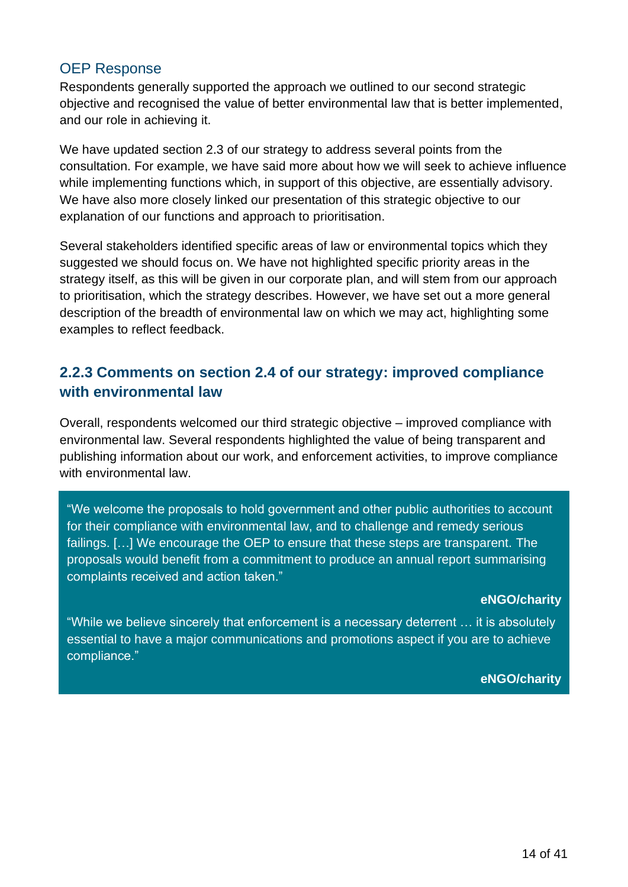### OEP Response

Respondents generally supported the approach we outlined to our second strategic objective and recognised the value of better environmental law that is better implemented, and our role in achieving it.

We have updated section 2.3 of our strategy to address several points from the consultation. For example, we have said more about how we will seek to achieve influence while implementing functions which, in support of this objective, are essentially advisory. We have also more closely linked our presentation of this strategic objective to our explanation of our functions and approach to prioritisation.

Several stakeholders identified specific areas of law or environmental topics which they suggested we should focus on. We have not highlighted specific priority areas in the strategy itself, as this will be given in our corporate plan, and will stem from our approach to prioritisation, which the strategy describes. However, we have set out a more general description of the breadth of environmental law on which we may act, highlighting some examples to reflect feedback.

## 2.2.3 Comments on section 2.4 of our strategy: improved compliance with environmental law

Overall, respondents welcomed our third strategic objective – improved compliance with environmental law. Several respondents highlighted the value of being transparent and publishing information about our work, and enforcement activities, to improve compliance with environmental law.

> "We welcome the proposals to hold government and other public authorities to account for their compliance with environmental law, and to challenge and remedy serious failings. […] We encourage the OEP to ensure that these steps are transparent. The proposals would benefit from a commitment to produce an annual report summarising complaints received and action taken."
>
> **eNGO/charity**
>
> "While we believe sincerely that enforcement is a necessary deterrent … it is absolutely essential to have a major communications and promotions aspect if you are to achieve compliance."
>
> **eNGO/charity**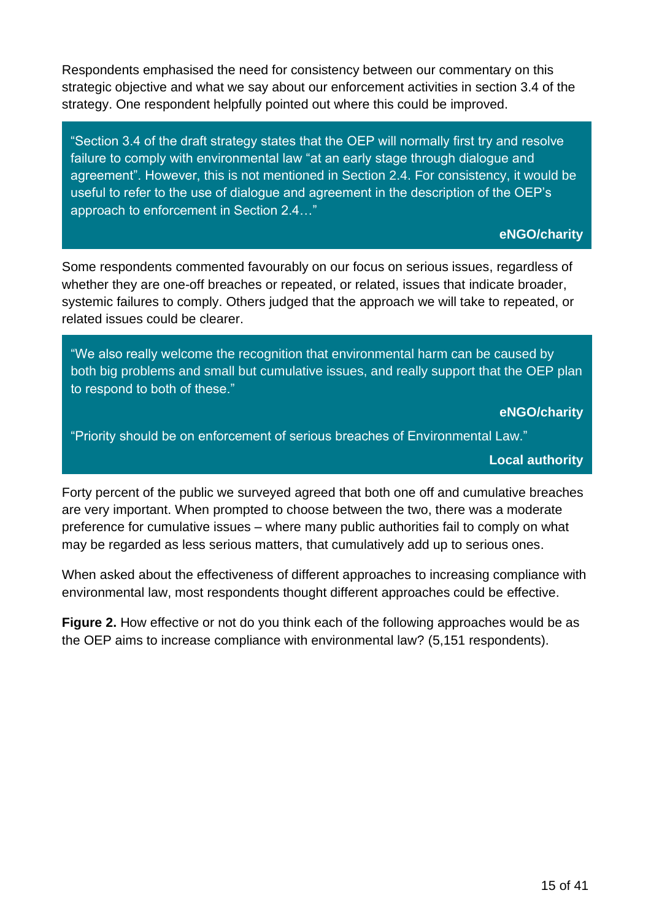Respondents emphasised the need for consistency between our commentary on this strategic objective and what we say about our enforcement activities in section 3.4 of the strategy. One respondent helpfully pointed out where this could be improved.

> "Section 3.4 of the draft strategy states that the OEP will normally first try and resolve failure to comply with environmental law "at an early stage through dialogue and agreement". However, this is not mentioned in Section 2.4. For consistency, it would be useful to refer to the use of dialogue and agreement in the description of the OEP's approach to enforcement in Section 2.4…"
>
> **eNGO/charity**

Some respondents commented favourably on our focus on serious issues, regardless of whether they are one-off breaches or repeated, or related, issues that indicate broader, systemic failures to comply. Others judged that the approach we will take to repeated, or related issues could be clearer.

> "We also really welcome the recognition that environmental harm can be caused by both big problems and small but cumulative issues, and really support that the OEP plan to respond to both of these."
>
> **eNGO/charity**
>
> "Priority should be on enforcement of serious breaches of Environmental Law."
>
> **Local authority**

Forty percent of the public we surveyed agreed that both one off and cumulative breaches are very important. When prompted to choose between the two, there was a moderate preference for cumulative issues – where many public authorities fail to comply on what may be regarded as less serious matters, that cumulatively add up to serious ones.

When asked about the effectiveness of different approaches to increasing compliance with environmental law, most respondents thought different approaches could be effective.

**Figure 2.** How effective or not do you think each of the following approaches would be as the OEP aims to increase compliance with environmental law? (5,151 respondents).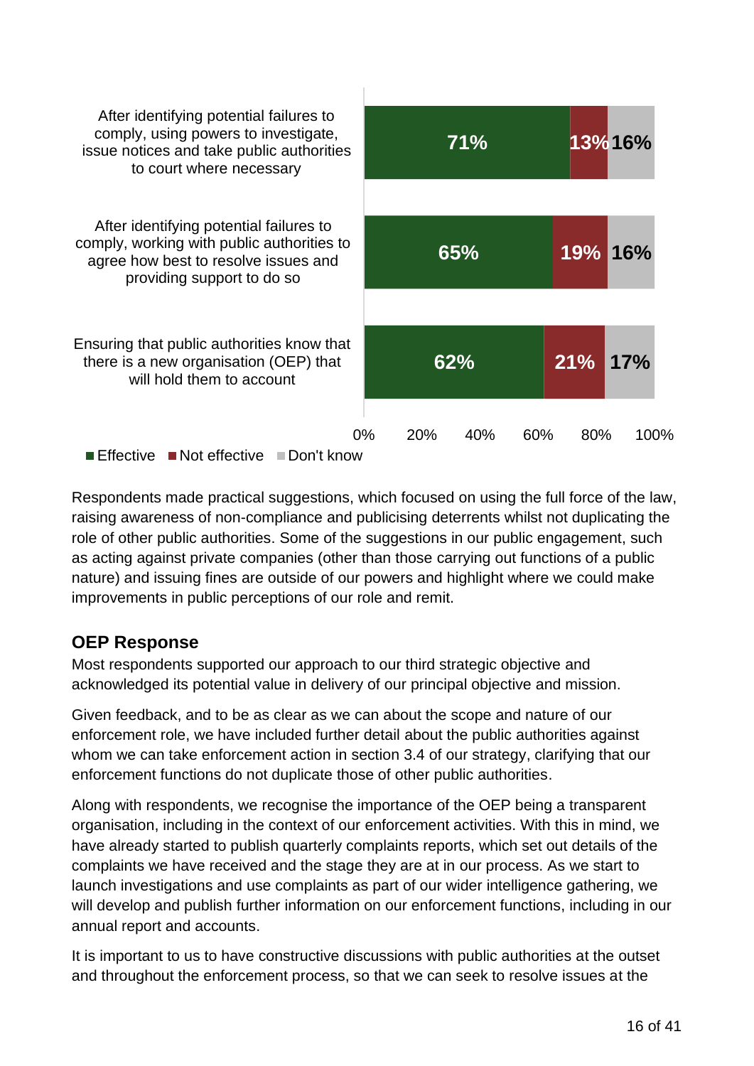| | Effective | Not effective | Don't know |
|---|---|---|---|
| After identifying potential failures to comply, using powers to investigate, issue notices and take public authorities to court where necessary | 71% | 13% | 16% |
| After identifying potential failures to comply, working with public authorities to agree how best to resolve issues and providing support to do so | 65% | 19% | 16% |
| Ensuring that public authorities know that there is a new organisation (OEP) that will hold them to account | 62% | 21% | 17% |

Respondents made practical suggestions, which focused on using the full force of the law, raising awareness of non-compliance and publicising deterrents whilst not duplicating the role of other public authorities. Some of the suggestions in our public engagement, such as acting against private companies (other than those carrying out functions of a public nature) and issuing fines are outside of our powers and highlight where we could make improvements in public perceptions of our role and remit.

## OEP Response

Most respondents supported our approach to our third strategic objective and acknowledged its potential value in delivery of our principal objective and mission.

Given feedback, and to be as clear as we can about the scope and nature of our enforcement role, we have included further detail about the public authorities against whom we can take enforcement action in section 3.4 of our strategy, clarifying that our enforcement functions do not duplicate those of other public authorities.

Along with respondents, we recognise the importance of the OEP being a transparent organisation, including in the context of our enforcement activities. With this in mind, we have already started to publish quarterly complaints reports, which set out details of the complaints we have received and the stage they are at in our process. As we start to launch investigations and use complaints as part of our wider intelligence gathering, we will develop and publish further information on our enforcement functions, including in our annual report and accounts.

It is important to us to have constructive discussions with public authorities at the outset and throughout the enforcement process, so that we can seek to resolve issues at the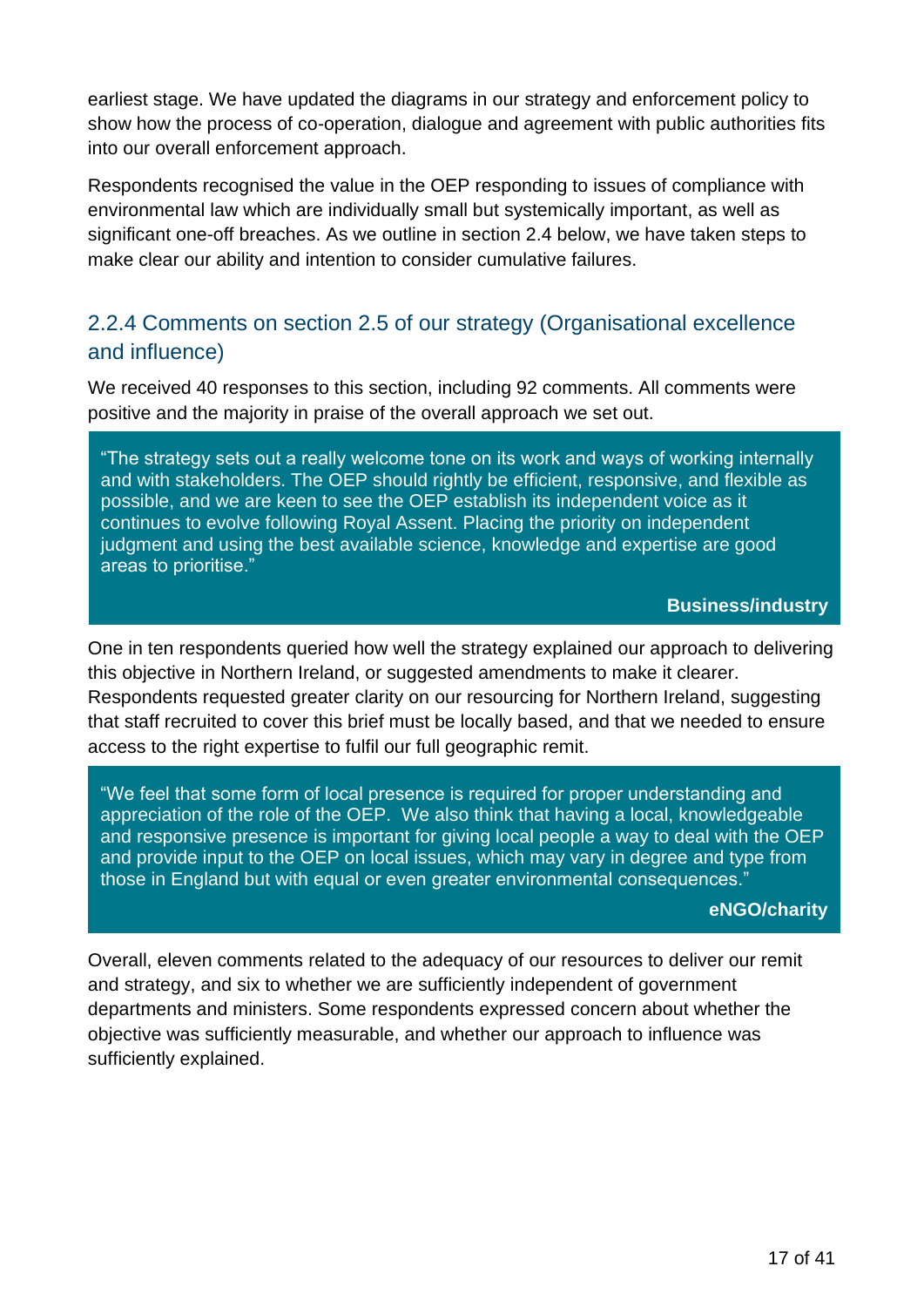earliest stage. We have updated the diagrams in our strategy and enforcement policy to show how the process of co-operation, dialogue and agreement with public authorities fits into our overall enforcement approach.

Respondents recognised the value in the OEP responding to issues of compliance with environmental law which are individually small but systemically important, as well as significant one-off breaches. As we outline in section 2.4 below, we have taken steps to make clear our ability and intention to consider cumulative failures.

### 2.2.4 Comments on section 2.5 of our strategy (Organisational excellence and influence)

We received 40 responses to this section, including 92 comments. All comments were positive and the majority in praise of the overall approach we set out.

> "The strategy sets out a really welcome tone on its work and ways of working internally and with stakeholders. The OEP should rightly be efficient, responsive, and flexible as possible, and we are keen to see the OEP establish its independent voice as it continues to evolve following Royal Assent. Placing the priority on independent judgment and using the best available science, knowledge and expertise are good areas to prioritise."
>
> **Business/industry**

One in ten respondents queried how well the strategy explained our approach to delivering this objective in Northern Ireland, or suggested amendments to make it clearer. Respondents requested greater clarity on our resourcing for Northern Ireland, suggesting that staff recruited to cover this brief must be locally based, and that we needed to ensure access to the right expertise to fulfil our full geographic remit.

> "We feel that some form of local presence is required for proper understanding and appreciation of the role of the OEP. We also think that having a local, knowledgeable and responsive presence is important for giving local people a way to deal with the OEP and provide input to the OEP on local issues, which may vary in degree and type from those in England but with equal or even greater environmental consequences."
>
> **eNGO/charity**

Overall, eleven comments related to the adequacy of our resources to deliver our remit and strategy, and six to whether we are sufficiently independent of government departments and ministers. Some respondents expressed concern about whether the objective was sufficiently measurable, and whether our approach to influence was sufficiently explained.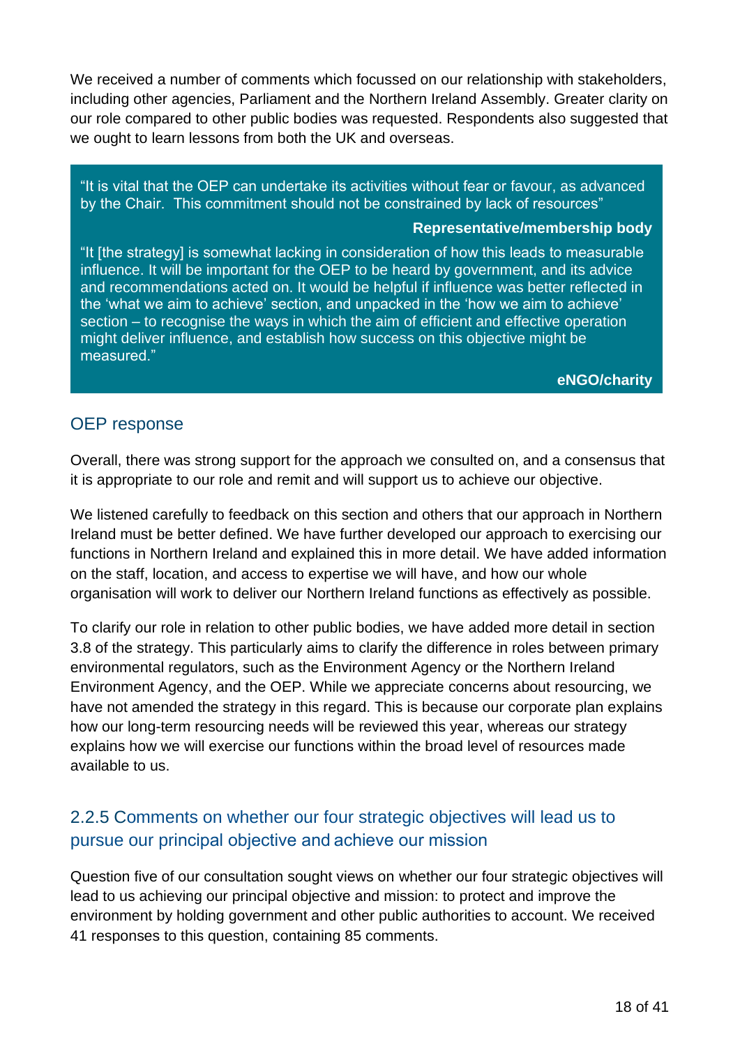We received a number of comments which focussed on our relationship with stakeholders, including other agencies, Parliament and the Northern Ireland Assembly. Greater clarity on our role compared to other public bodies was requested. Respondents also suggested that we ought to learn lessons from both the UK and overseas.

> "It is vital that the OEP can undertake its activities without fear or favour, as advanced by the Chair. This commitment should not be constrained by lack of resources"
>
> **Representative/membership body**
>
> "It [the strategy] is somewhat lacking in consideration of how this leads to measurable influence. It will be important for the OEP to be heard by government, and its advice and recommendations acted on. It would be helpful if influence was better reflected in the 'what we aim to achieve' section, and unpacked in the 'how we aim to achieve' section – to recognise the ways in which the aim of efficient and effective operation might deliver influence, and establish how success on this objective might be measured."
>
> **eNGO/charity**

### OEP response

Overall, there was strong support for the approach we consulted on, and a consensus that it is appropriate to our role and remit and will support us to achieve our objective.

We listened carefully to feedback on this section and others that our approach in Northern Ireland must be better defined. We have further developed our approach to exercising our functions in Northern Ireland and explained this in more detail. We have added information on the staff, location, and access to expertise we will have, and how our whole organisation will work to deliver our Northern Ireland functions as effectively as possible.

To clarify our role in relation to other public bodies, we have added more detail in section 3.8 of the strategy. This particularly aims to clarify the difference in roles between primary environmental regulators, such as the Environment Agency or the Northern Ireland Environment Agency, and the OEP. While we appreciate concerns about resourcing, we have not amended the strategy in this regard. This is because our corporate plan explains how our long-term resourcing needs will be reviewed this year, whereas our strategy explains how we will exercise our functions within the broad level of resources made available to us.

### 2.2.5 Comments on whether our four strategic objectives will lead us to pursue our principal objective and achieve our mission

Question five of our consultation sought views on whether our four strategic objectives will lead to us achieving our principal objective and mission: to protect and improve the environment by holding government and other public authorities to account. We received 41 responses to this question, containing 85 comments.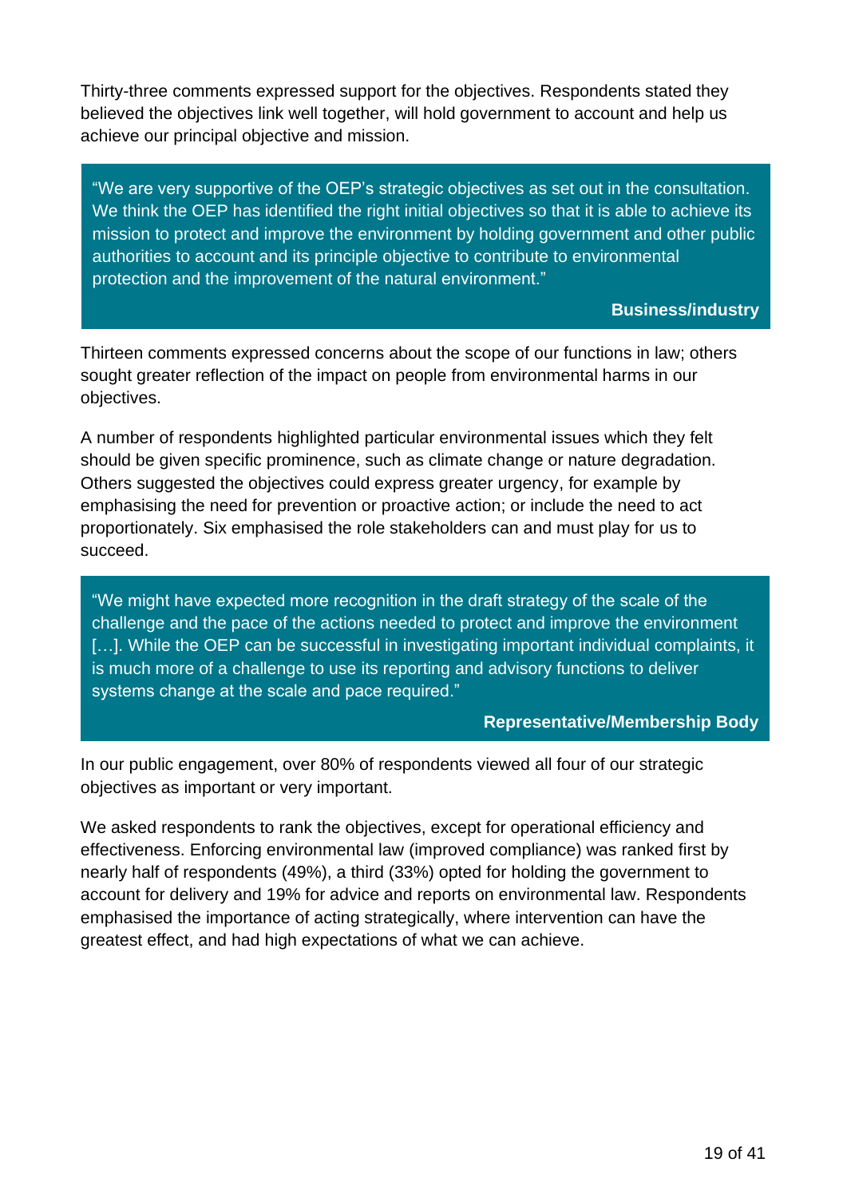Thirty-three comments expressed support for the objectives. Respondents stated they believed the objectives link well together, will hold government to account and help us achieve our principal objective and mission.

> "We are very supportive of the OEP's strategic objectives as set out in the consultation. We think the OEP has identified the right initial objectives so that it is able to achieve its mission to protect and improve the environment by holding government and other public authorities to account and its principle objective to contribute to environmental protection and the improvement of the natural environment."
>
> **Business/industry**

Thirteen comments expressed concerns about the scope of our functions in law; others sought greater reflection of the impact on people from environmental harms in our objectives.

A number of respondents highlighted particular environmental issues which they felt should be given specific prominence, such as climate change or nature degradation. Others suggested the objectives could express greater urgency, for example by emphasising the need for prevention or proactive action; or include the need to act proportionately. Six emphasised the role stakeholders can and must play for us to succeed.

> "We might have expected more recognition in the draft strategy of the scale of the challenge and the pace of the actions needed to protect and improve the environment […]. While the OEP can be successful in investigating important individual complaints, it is much more of a challenge to use its reporting and advisory functions to deliver systems change at the scale and pace required."
>
> **Representative/Membership Body**

In our public engagement, over 80% of respondents viewed all four of our strategic objectives as important or very important.

We asked respondents to rank the objectives, except for operational efficiency and effectiveness. Enforcing environmental law (improved compliance) was ranked first by nearly half of respondents (49%), a third (33%) opted for holding the government to account for delivery and 19% for advice and reports on environmental law. Respondents emphasised the importance of acting strategically, where intervention can have the greatest effect, and had high expectations of what we can achieve.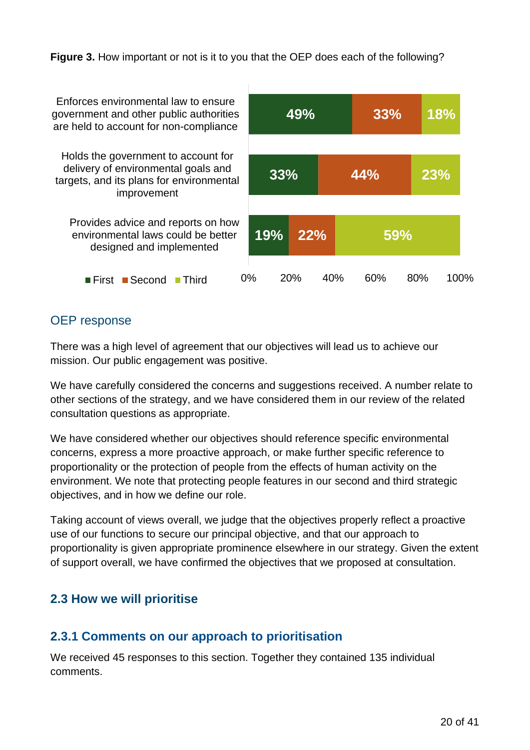**Figure 3.** How important or not is it to you that the OEP does each of the following?

| | First | Second | Third |
| --- | --- | --- | --- |
| Enforces environmental law to ensure government and other public authorities are held to account for non-compliance | 49% | 33% | 18% |
| Holds the government to account for delivery of environmental goals and targets, and its plans for environmental improvement | 33% | 44% | 23% |
| Provides advice and reports on how environmental laws could be better designed and implemented | 19% | 22% | 59% |

## OEP response

There was a high level of agreement that our objectives will lead us to achieve our mission. Our public engagement was positive.

We have carefully considered the concerns and suggestions received. A number relate to other sections of the strategy, and we have considered them in our review of the related consultation questions as appropriate.

We have considered whether our objectives should reference specific environmental concerns, express a more proactive approach, or make further specific reference to proportionality or the protection of people from the effects of human activity on the environment. We note that protecting people features in our second and third strategic objectives, and in how we define our role.

Taking account of views overall, we judge that the objectives properly reflect a proactive use of our functions to secure our principal objective, and that our approach to proportionality is given appropriate prominence elsewhere in our strategy. Given the extent of support overall, we have confirmed the objectives that we proposed at consultation.

## 2.3 How we will prioritise

### 2.3.1 Comments on our approach to prioritisation

We received 45 responses to this section. Together they contained 135 individual comments.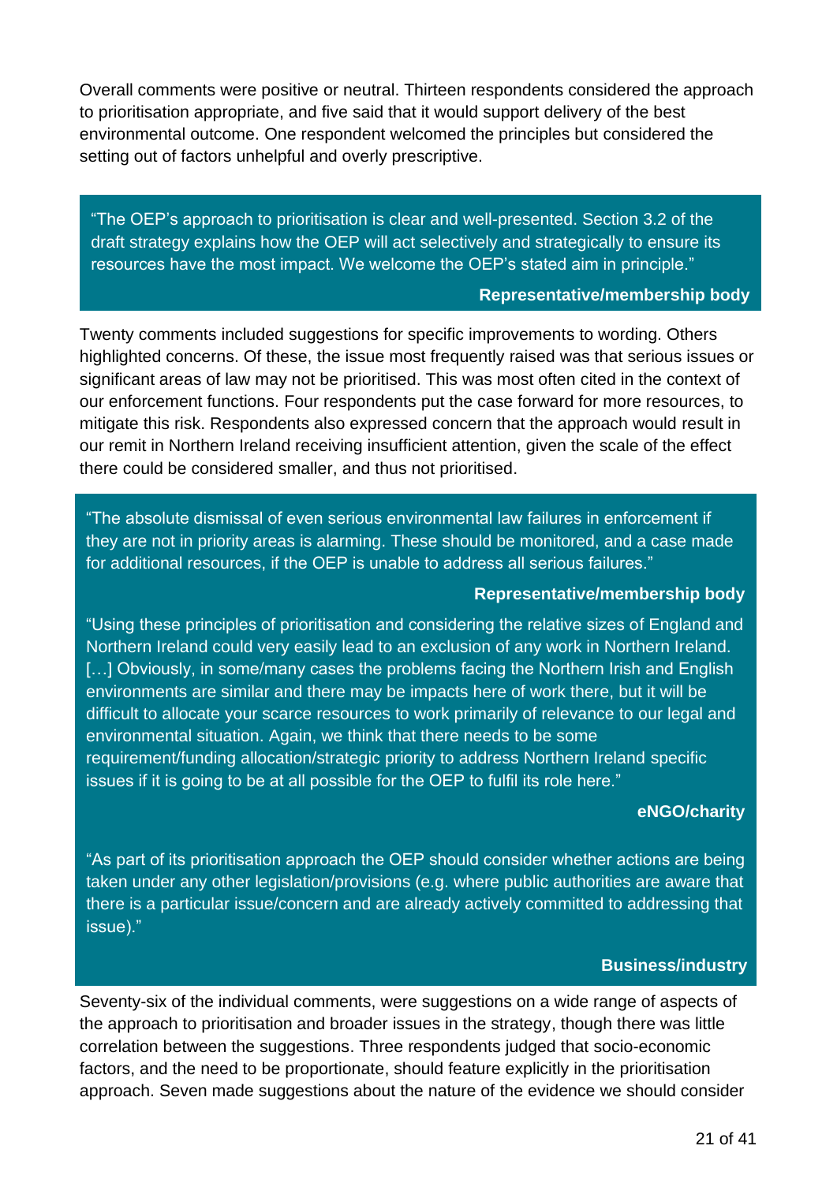Overall comments were positive or neutral. Thirteen respondents considered the approach to prioritisation appropriate, and five said that it would support delivery of the best environmental outcome. One respondent welcomed the principles but considered the setting out of factors unhelpful and overly prescriptive.

> "The OEP's approach to prioritisation is clear and well-presented. Section 3.2 of the draft strategy explains how the OEP will act selectively and strategically to ensure its resources have the most impact. We welcome the OEP's stated aim in principle."
>
> **Representative/membership body**

Twenty comments included suggestions for specific improvements to wording. Others highlighted concerns. Of these, the issue most frequently raised was that serious issues or significant areas of law may not be prioritised. This was most often cited in the context of our enforcement functions. Four respondents put the case forward for more resources, to mitigate this risk. Respondents also expressed concern that the approach would result in our remit in Northern Ireland receiving insufficient attention, given the scale of the effect there could be considered smaller, and thus not prioritised.

> "The absolute dismissal of even serious environmental law failures in enforcement if they are not in priority areas is alarming. These should be monitored, and a case made for additional resources, if the OEP is unable to address all serious failures."
>
> **Representative/membership body**
>
> "Using these principles of prioritisation and considering the relative sizes of England and Northern Ireland could very easily lead to an exclusion of any work in Northern Ireland. […] Obviously, in some/many cases the problems facing the Northern Irish and English environments are similar and there may be impacts here of work there, but it will be difficult to allocate your scarce resources to work primarily of relevance to our legal and environmental situation. Again, we think that there needs to be some requirement/funding allocation/strategic priority to address Northern Ireland specific issues if it is going to be at all possible for the OEP to fulfil its role here."
>
> **eNGO/charity**
>
> "As part of its prioritisation approach the OEP should consider whether actions are being taken under any other legislation/provisions (e.g. where public authorities are aware that there is a particular issue/concern and are already actively committed to addressing that issue)."
>
> **Business/industry**

Seventy-six of the individual comments, were suggestions on a wide range of aspects of the approach to prioritisation and broader issues in the strategy, though there was little correlation between the suggestions. Three respondents judged that socio-economic factors, and the need to be proportionate, should feature explicitly in the prioritisation approach. Seven made suggestions about the nature of the evidence we should consider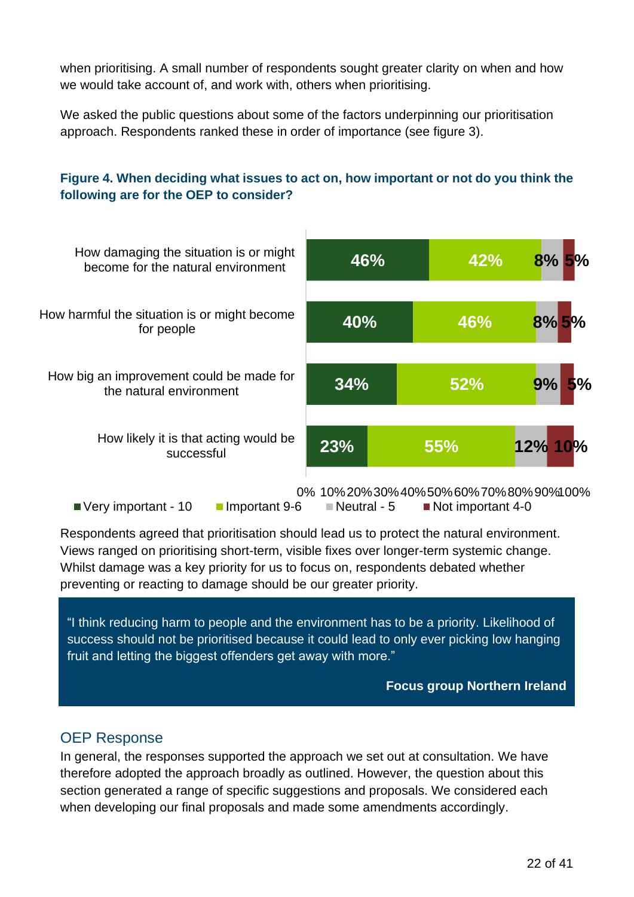when prioritising. A small number of respondents sought greater clarity on when and how we would take account of, and work with, others when prioritising.

We asked the public questions about some of the factors underpinning our prioritisation approach. Respondents ranked these in order of importance (see figure 3).

**Figure 4. When deciding what issues to act on, how important or not do you think the following are for the OEP to consider?**

| | Very important - 10 | Important 9-6 | Neutral - 5 | Not important 4-0 |
|---|---|---|---|---|
| How damaging the situation is or might become for the natural environment | 46% | 42% | 8% | 5% |
| How harmful the situation is or might become for people | 40% | 46% | 8% | 5% |
| How big an improvement could be made for the natural environment | 34% | 52% | 9% | 5% |
| How likely it is that acting would be successful | 23% | 55% | 12% | 10% |

Respondents agreed that prioritisation should lead us to protect the natural environment. Views ranged on prioritising short-term, visible fixes over longer-term systemic change. Whilst damage was a key priority for us to focus on, respondents debated whether preventing or reacting to damage should be our greater priority.

> "I think reducing harm to people and the environment has to be a priority. Likelihood of success should not be prioritised because it could lead to only ever picking low hanging fruit and letting the biggest offenders get away with more."
>
> **Focus group Northern Ireland**

## OEP Response

In general, the responses supported the approach we set out at consultation. We have therefore adopted the approach broadly as outlined. However, the question about this section generated a range of specific suggestions and proposals. We considered each when developing our final proposals and made some amendments accordingly.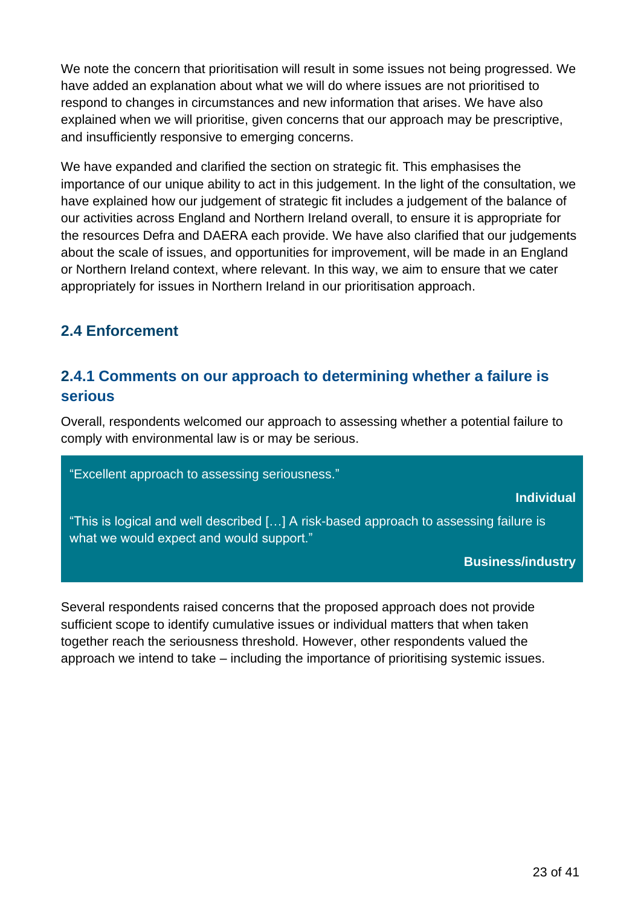We note the concern that prioritisation will result in some issues not being progressed. We have added an explanation about what we will do where issues are not prioritised to respond to changes in circumstances and new information that arises. We have also explained when we will prioritise, given concerns that our approach may be prescriptive, and insufficiently responsive to emerging concerns.

We have expanded and clarified the section on strategic fit. This emphasises the importance of our unique ability to act in this judgement. In the light of the consultation, we have explained how our judgement of strategic fit includes a judgement of the balance of our activities across England and Northern Ireland overall, to ensure it is appropriate for the resources Defra and DAERA each provide. We have also clarified that our judgements about the scale of issues, and opportunities for improvement, will be made in an England or Northern Ireland context, where relevant. In this way, we aim to ensure that we cater appropriately for issues in Northern Ireland in our prioritisation approach.

## 2.4 Enforcement

### 2.4.1 Comments on our approach to determining whether a failure is serious

Overall, respondents welcomed our approach to assessing whether a potential failure to comply with environmental law is or may be serious.

> "Excellent approach to assessing seriousness."
>
> **Individual**
>
> "This is logical and well described […] A risk-based approach to assessing failure is what we would expect and would support."
>
> **Business/industry**

Several respondents raised concerns that the proposed approach does not provide sufficient scope to identify cumulative issues or individual matters that when taken together reach the seriousness threshold. However, other respondents valued the approach we intend to take – including the importance of prioritising systemic issues.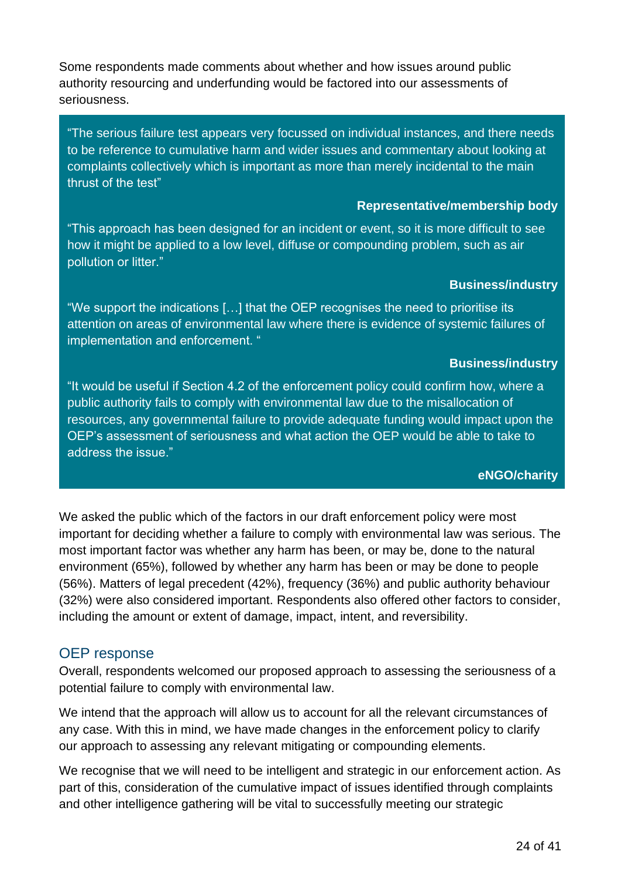Some respondents made comments about whether and how issues around public authority resourcing and underfunding would be factored into our assessments of seriousness.

> "The serious failure test appears very focussed on individual instances, and there needs to be reference to cumulative harm and wider issues and commentary about looking at complaints collectively which is important as more than merely incidental to the main thrust of the test"
>
> **Representative/membership body**
>
> "This approach has been designed for an incident or event, so it is more difficult to see how it might be applied to a low level, diffuse or compounding problem, such as air pollution or litter."
>
> **Business/industry**
>
> "We support the indications […] that the OEP recognises the need to prioritise its attention on areas of environmental law where there is evidence of systemic failures of implementation and enforcement. "
>
> **Business/industry**
>
> "It would be useful if Section 4.2 of the enforcement policy could confirm how, where a public authority fails to comply with environmental law due to the misallocation of resources, any governmental failure to provide adequate funding would impact upon the OEP's assessment of seriousness and what action the OEP would be able to take to address the issue."
>
> **eNGO/charity**

We asked the public which of the factors in our draft enforcement policy were most important for deciding whether a failure to comply with environmental law was serious. The most important factor was whether any harm has been, or may be, done to the natural environment (65%), followed by whether any harm has been or may be done to people (56%). Matters of legal precedent (42%), frequency (36%) and public authority behaviour (32%) were also considered important. Respondents also offered other factors to consider, including the amount or extent of damage, impact, intent, and reversibility.

## OEP response

Overall, respondents welcomed our proposed approach to assessing the seriousness of a potential failure to comply with environmental law.

We intend that the approach will allow us to account for all the relevant circumstances of any case. With this in mind, we have made changes in the enforcement policy to clarify our approach to assessing any relevant mitigating or compounding elements.

We recognise that we will need to be intelligent and strategic in our enforcement action. As part of this, consideration of the cumulative impact of issues identified through complaints and other intelligence gathering will be vital to successfully meeting our strategic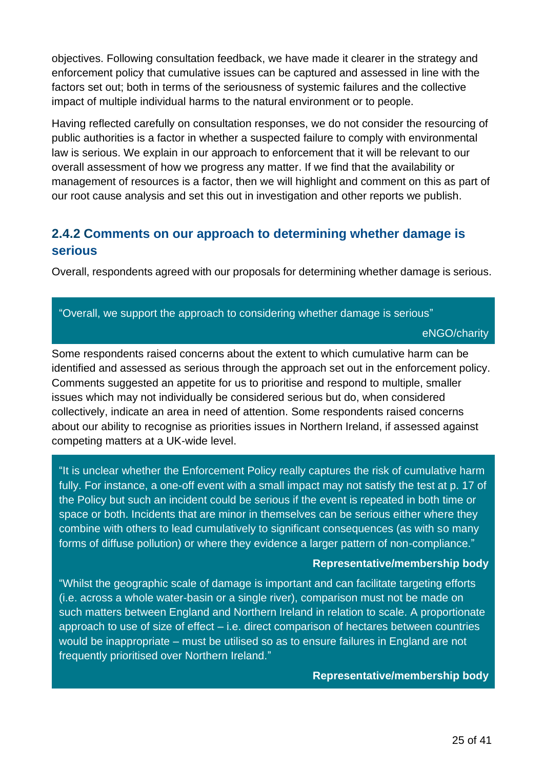objectives. Following consultation feedback, we have made it clearer in the strategy and enforcement policy that cumulative issues can be captured and assessed in line with the factors set out; both in terms of the seriousness of systemic failures and the collective impact of multiple individual harms to the natural environment or to people.

Having reflected carefully on consultation responses, we do not consider the resourcing of public authorities is a factor in whether a suspected failure to comply with environmental law is serious. We explain in our approach to enforcement that it will be relevant to our overall assessment of how we progress any matter. If we find that the availability or management of resources is a factor, then we will highlight and comment on this as part of our root cause analysis and set this out in investigation and other reports we publish.

### 2.4.2 Comments on our approach to determining whether damage is serious

Overall, respondents agreed with our proposals for determining whether damage is serious.

> "Overall, we support the approach to considering whether damage is serious"
>
> eNGO/charity

Some respondents raised concerns about the extent to which cumulative harm can be identified and assessed as serious through the approach set out in the enforcement policy. Comments suggested an appetite for us to prioritise and respond to multiple, smaller issues which may not individually be considered serious but do, when considered collectively, indicate an area in need of attention. Some respondents raised concerns about our ability to recognise as priorities issues in Northern Ireland, if assessed against competing matters at a UK-wide level.

> "It is unclear whether the Enforcement Policy really captures the risk of cumulative harm fully. For instance, a one-off event with a small impact may not satisfy the test at p. 17 of the Policy but such an incident could be serious if the event is repeated in both time or space or both. Incidents that are minor in themselves can be serious either where they combine with others to lead cumulatively to significant consequences (as with so many forms of diffuse pollution) or where they evidence a larger pattern of non-compliance."
>
> **Representative/membership body**
>
> "Whilst the geographic scale of damage is important and can facilitate targeting efforts (i.e. across a whole water-basin or a single river), comparison must not be made on such matters between England and Northern Ireland in relation to scale. A proportionate approach to use of size of effect – i.e. direct comparison of hectares between countries would be inappropriate – must be utilised so as to ensure failures in England are not frequently prioritised over Northern Ireland."
>
> **Representative/membership body**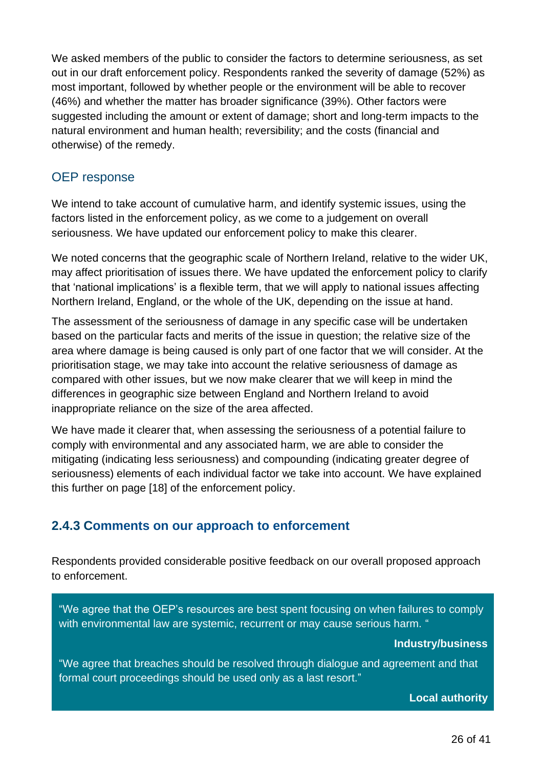We asked members of the public to consider the factors to determine seriousness, as set out in our draft enforcement policy. Respondents ranked the severity of damage (52%) as most important, followed by whether people or the environment will be able to recover (46%) and whether the matter has broader significance (39%). Other factors were suggested including the amount or extent of damage; short and long-term impacts to the natural environment and human health; reversibility; and the costs (financial and otherwise) of the remedy.

### OEP response

We intend to take account of cumulative harm, and identify systemic issues, using the factors listed in the enforcement policy, as we come to a judgement on overall seriousness. We have updated our enforcement policy to make this clearer.

We noted concerns that the geographic scale of Northern Ireland, relative to the wider UK, may affect prioritisation of issues there. We have updated the enforcement policy to clarify that 'national implications' is a flexible term, that we will apply to national issues affecting Northern Ireland, England, or the whole of the UK, depending on the issue at hand.

The assessment of the seriousness of damage in any specific case will be undertaken based on the particular facts and merits of the issue in question; the relative size of the area where damage is being caused is only part of one factor that we will consider. At the prioritisation stage, we may take into account the relative seriousness of damage as compared with other issues, but we now make clearer that we will keep in mind the differences in geographic size between England and Northern Ireland to avoid inappropriate reliance on the size of the area affected.

We have made it clearer that, when assessing the seriousness of a potential failure to comply with environmental and any associated harm, we are able to consider the mitigating (indicating less seriousness) and compounding (indicating greater degree of seriousness) elements of each individual factor we take into account. We have explained this further on page [18] of the enforcement policy.

## 2.4.3 Comments on our approach to enforcement

Respondents provided considerable positive feedback on our overall proposed approach to enforcement.

> "We agree that the OEP's resources are best spent focusing on when failures to comply with environmental law are systemic, recurrent or may cause serious harm. "
>
> **Industry/business**
>
> "We agree that breaches should be resolved through dialogue and agreement and that formal court proceedings should be used only as a last resort."
>
> **Local authority**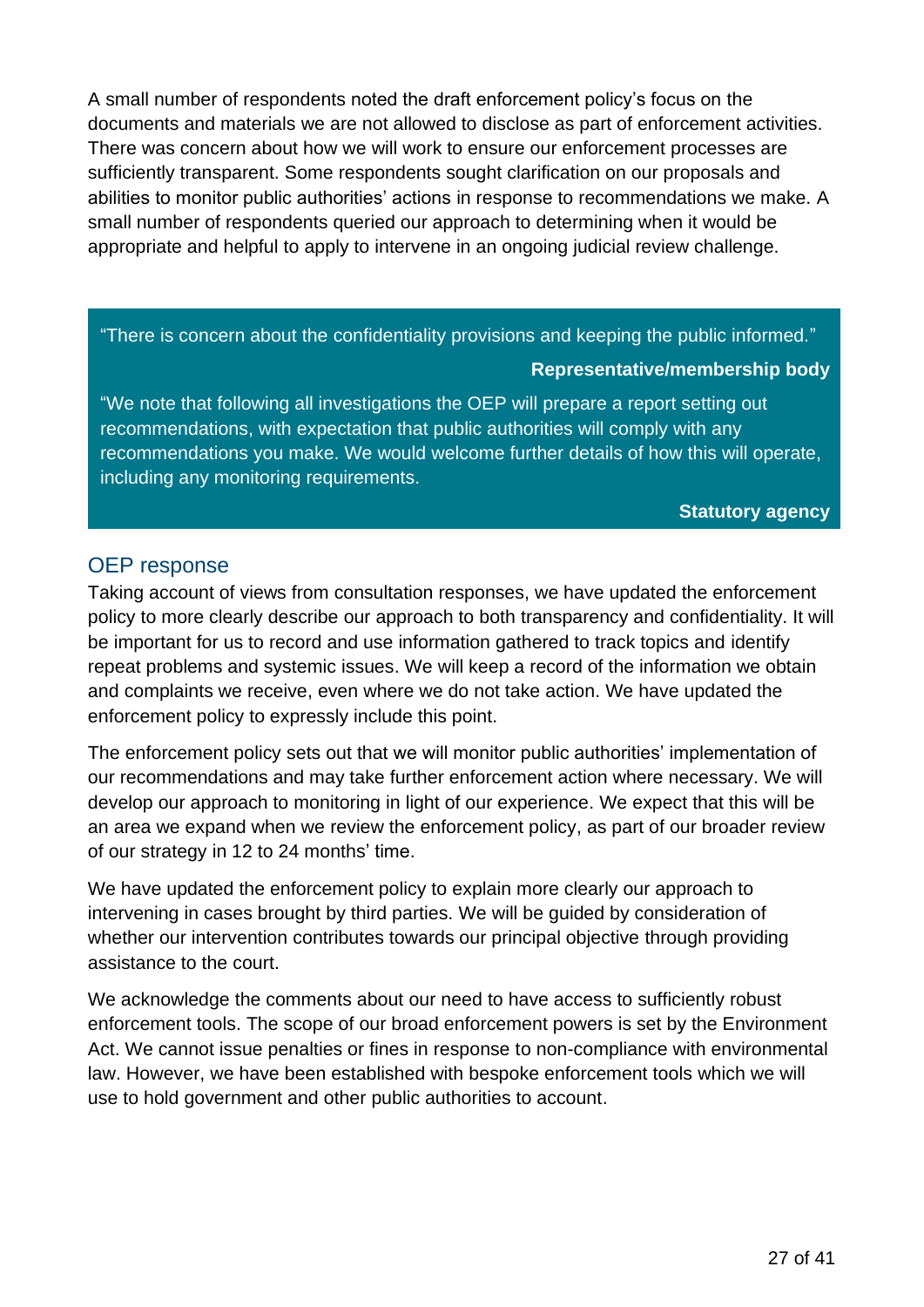A small number of respondents noted the draft enforcement policy's focus on the documents and materials we are not allowed to disclose as part of enforcement activities. There was concern about how we will work to ensure our enforcement processes are sufficiently transparent. Some respondents sought clarification on our proposals and abilities to monitor public authorities' actions in response to recommendations we make. A small number of respondents queried our approach to determining when it would be appropriate and helpful to apply to intervene in an ongoing judicial review challenge.

> "There is concern about the confidentiality provisions and keeping the public informed."
>
> **Representative/membership body**
>
> "We note that following all investigations the OEP will prepare a report setting out recommendations, with expectation that public authorities will comply with any recommendations you make. We would welcome further details of how this will operate, including any monitoring requirements.
>
> **Statutory agency**

## OEP response

Taking account of views from consultation responses, we have updated the enforcement policy to more clearly describe our approach to both transparency and confidentiality. It will be important for us to record and use information gathered to track topics and identify repeat problems and systemic issues. We will keep a record of the information we obtain and complaints we receive, even where we do not take action. We have updated the enforcement policy to expressly include this point.

The enforcement policy sets out that we will monitor public authorities' implementation of our recommendations and may take further enforcement action where necessary. We will develop our approach to monitoring in light of our experience. We expect that this will be an area we expand when we review the enforcement policy, as part of our broader review of our strategy in 12 to 24 months' time.

We have updated the enforcement policy to explain more clearly our approach to intervening in cases brought by third parties. We will be guided by consideration of whether our intervention contributes towards our principal objective through providing assistance to the court.

We acknowledge the comments about our need to have access to sufficiently robust enforcement tools. The scope of our broad enforcement powers is set by the Environment Act. We cannot issue penalties or fines in response to non-compliance with environmental law. However, we have been established with bespoke enforcement tools which we will use to hold government and other public authorities to account.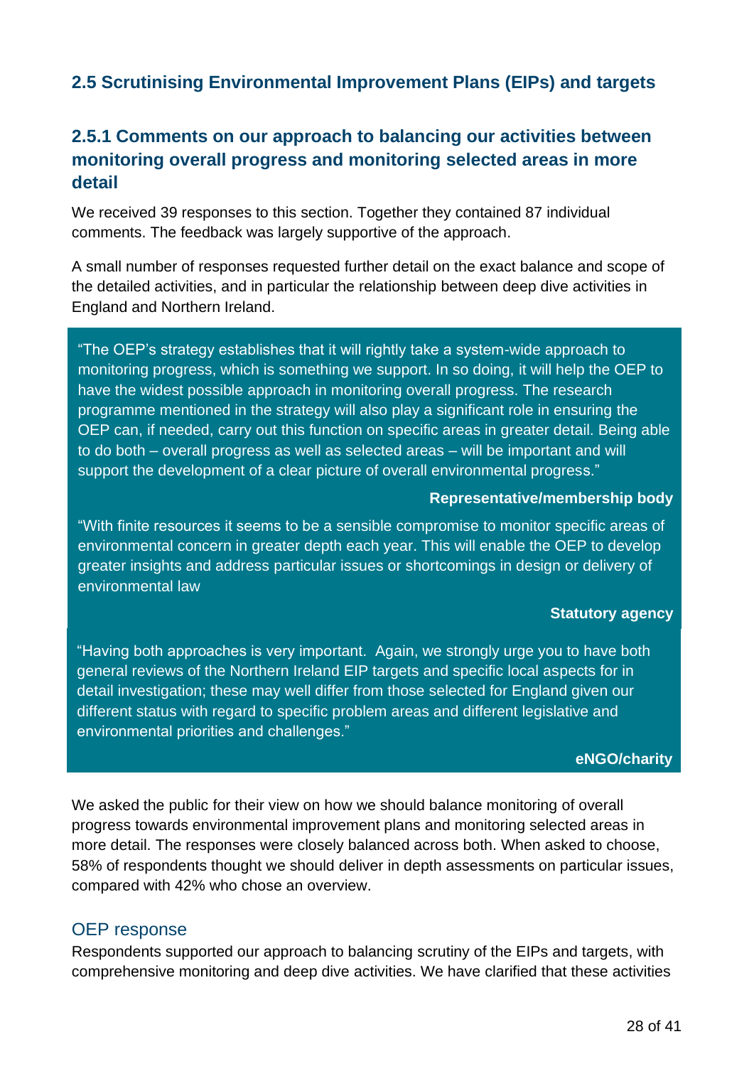## 2.5 Scrutinising Environmental Improvement Plans (EIPs) and targets

### 2.5.1 Comments on our approach to balancing our activities between monitoring overall progress and monitoring selected areas in more detail

We received 39 responses to this section. Together they contained 87 individual comments. The feedback was largely supportive of the approach.

A small number of responses requested further detail on the exact balance and scope of the detailed activities, and in particular the relationship between deep dive activities in England and Northern Ireland.

> "The OEP's strategy establishes that it will rightly take a system-wide approach to monitoring progress, which is something we support. In so doing, it will help the OEP to have the widest possible approach in monitoring overall progress. The research programme mentioned in the strategy will also play a significant role in ensuring the OEP can, if needed, carry out this function on specific areas in greater detail. Being able to do both – overall progress as well as selected areas – will be important and will support the development of a clear picture of overall environmental progress."
>
> **Representative/membership body**

> "With finite resources it seems to be a sensible compromise to monitor specific areas of environmental concern in greater depth each year. This will enable the OEP to develop greater insights and address particular issues or shortcomings in design or delivery of environmental law
>
> **Statutory agency**

> "Having both approaches is very important. Again, we strongly urge you to have both general reviews of the Northern Ireland EIP targets and specific local aspects for in detail investigation; these may well differ from those selected for England given our different status with regard to specific problem areas and different legislative and environmental priorities and challenges."
>
> **eNGO/charity**

We asked the public for their view on how we should balance monitoring of overall progress towards environmental improvement plans and monitoring selected areas in more detail. The responses were closely balanced across both. When asked to choose, 58% of respondents thought we should deliver in depth assessments on particular issues, compared with 42% who chose an overview.

#### OEP response

Respondents supported our approach to balancing scrutiny of the EIPs and targets, with comprehensive monitoring and deep dive activities. We have clarified that these activities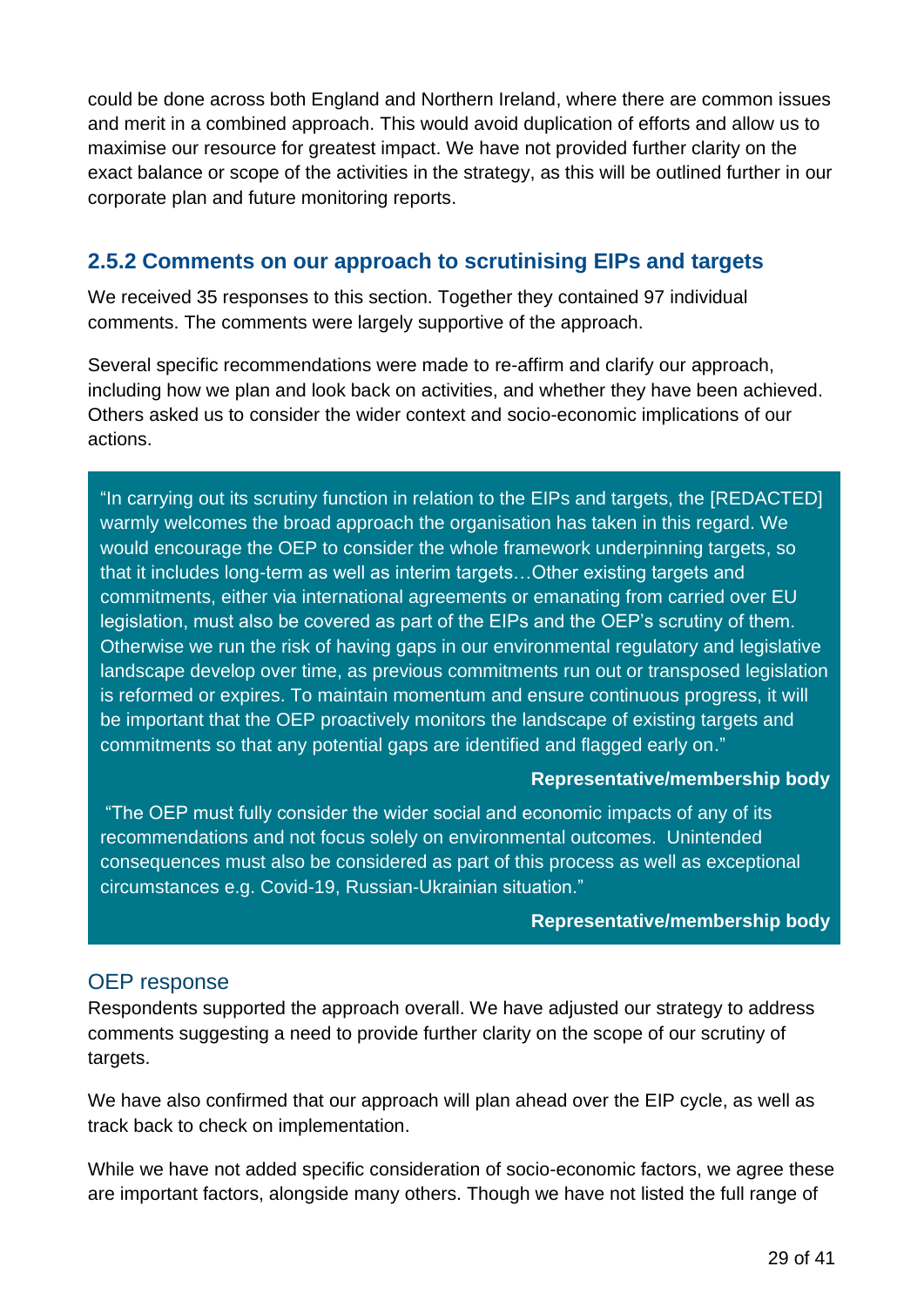could be done across both England and Northern Ireland, where there are common issues and merit in a combined approach. This would avoid duplication of efforts and allow us to maximise our resource for greatest impact. We have not provided further clarity on the exact balance or scope of the activities in the strategy, as this will be outlined further in our corporate plan and future monitoring reports.

### 2.5.2 Comments on our approach to scrutinising EIPs and targets

We received 35 responses to this section. Together they contained 97 individual comments. The comments were largely supportive of the approach.

Several specific recommendations were made to re-affirm and clarify our approach, including how we plan and look back on activities, and whether they have been achieved. Others asked us to consider the wider context and socio-economic implications of our actions.

> "In carrying out its scrutiny function in relation to the EIPs and targets, the [REDACTED] warmly welcomes the broad approach the organisation has taken in this regard. We would encourage the OEP to consider the whole framework underpinning targets, so that it includes long-term as well as interim targets…Other existing targets and commitments, either via international agreements or emanating from carried over EU legislation, must also be covered as part of the EIPs and the OEP's scrutiny of them. Otherwise we run the risk of having gaps in our environmental regulatory and legislative landscape develop over time, as previous commitments run out or transposed legislation is reformed or expires. To maintain momentum and ensure continuous progress, it will be important that the OEP proactively monitors the landscape of existing targets and commitments so that any potential gaps are identified and flagged early on."
>
> **Representative/membership body**
>
> "The OEP must fully consider the wider social and economic impacts of any of its recommendations and not focus solely on environmental outcomes. Unintended consequences must also be considered as part of this process as well as exceptional circumstances e.g. Covid-19, Russian-Ukrainian situation."
>
> **Representative/membership body**

#### OEP response

Respondents supported the approach overall. We have adjusted our strategy to address comments suggesting a need to provide further clarity on the scope of our scrutiny of targets.

We have also confirmed that our approach will plan ahead over the EIP cycle, as well as track back to check on implementation.

While we have not added specific consideration of socio-economic factors, we agree these are important factors, alongside many others. Though we have not listed the full range of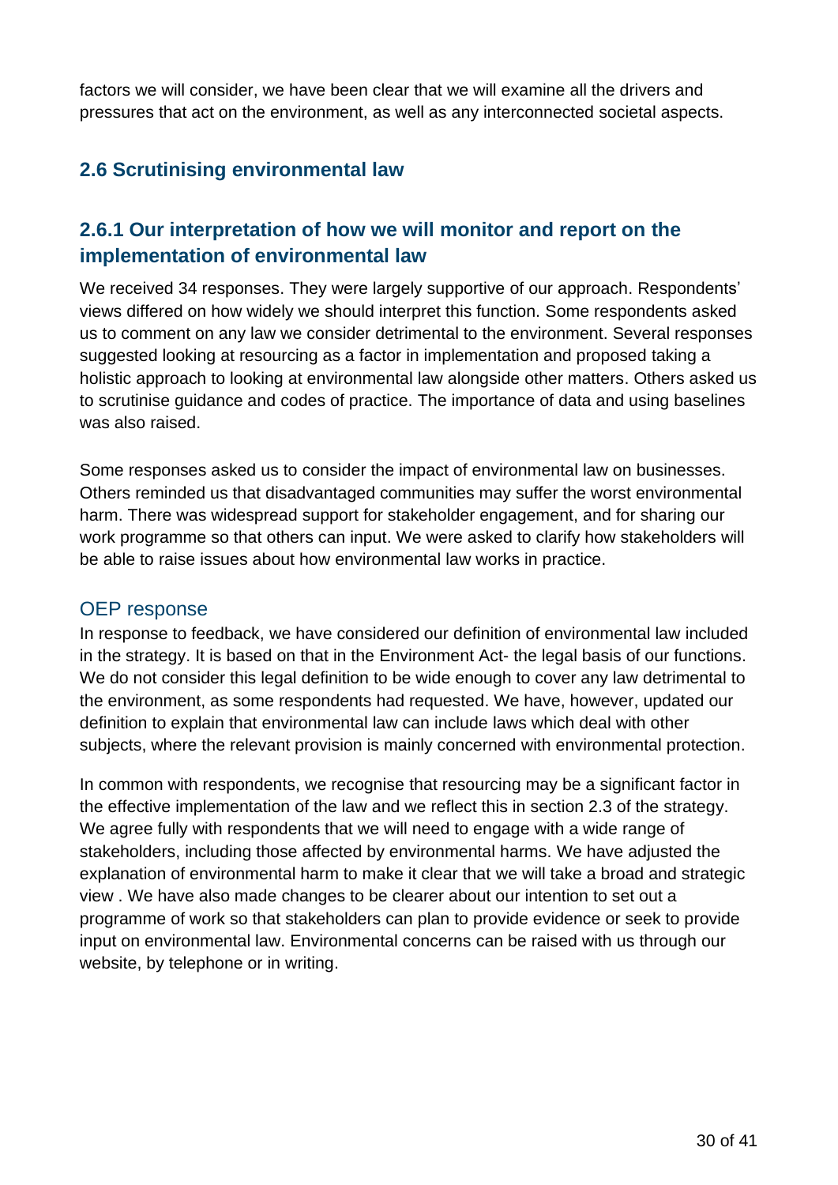factors we will consider, we have been clear that we will examine all the drivers and pressures that act on the environment, as well as any interconnected societal aspects.

## 2.6 Scrutinising environmental law

### 2.6.1 Our interpretation of how we will monitor and report on the implementation of environmental law

We received 34 responses. They were largely supportive of our approach. Respondents' views differed on how widely we should interpret this function. Some respondents asked us to comment on any law we consider detrimental to the environment. Several responses suggested looking at resourcing as a factor in implementation and proposed taking a holistic approach to looking at environmental law alongside other matters. Others asked us to scrutinise guidance and codes of practice. The importance of data and using baselines was also raised.

Some responses asked us to consider the impact of environmental law on businesses. Others reminded us that disadvantaged communities may suffer the worst environmental harm. There was widespread support for stakeholder engagement, and for sharing our work programme so that others can input. We were asked to clarify how stakeholders will be able to raise issues about how environmental law works in practice.

#### OEP response

In response to feedback, we have considered our definition of environmental law included in the strategy. It is based on that in the Environment Act- the legal basis of our functions. We do not consider this legal definition to be wide enough to cover any law detrimental to the environment, as some respondents had requested. We have, however, updated our definition to explain that environmental law can include laws which deal with other subjects, where the relevant provision is mainly concerned with environmental protection.

In common with respondents, we recognise that resourcing may be a significant factor in the effective implementation of the law and we reflect this in section 2.3 of the strategy. We agree fully with respondents that we will need to engage with a wide range of stakeholders, including those affected by environmental harms. We have adjusted the explanation of environmental harm to make it clear that we will take a broad and strategic view . We have also made changes to be clearer about our intention to set out a programme of work so that stakeholders can plan to provide evidence or seek to provide input on environmental law. Environmental concerns can be raised with us through our website, by telephone or in writing.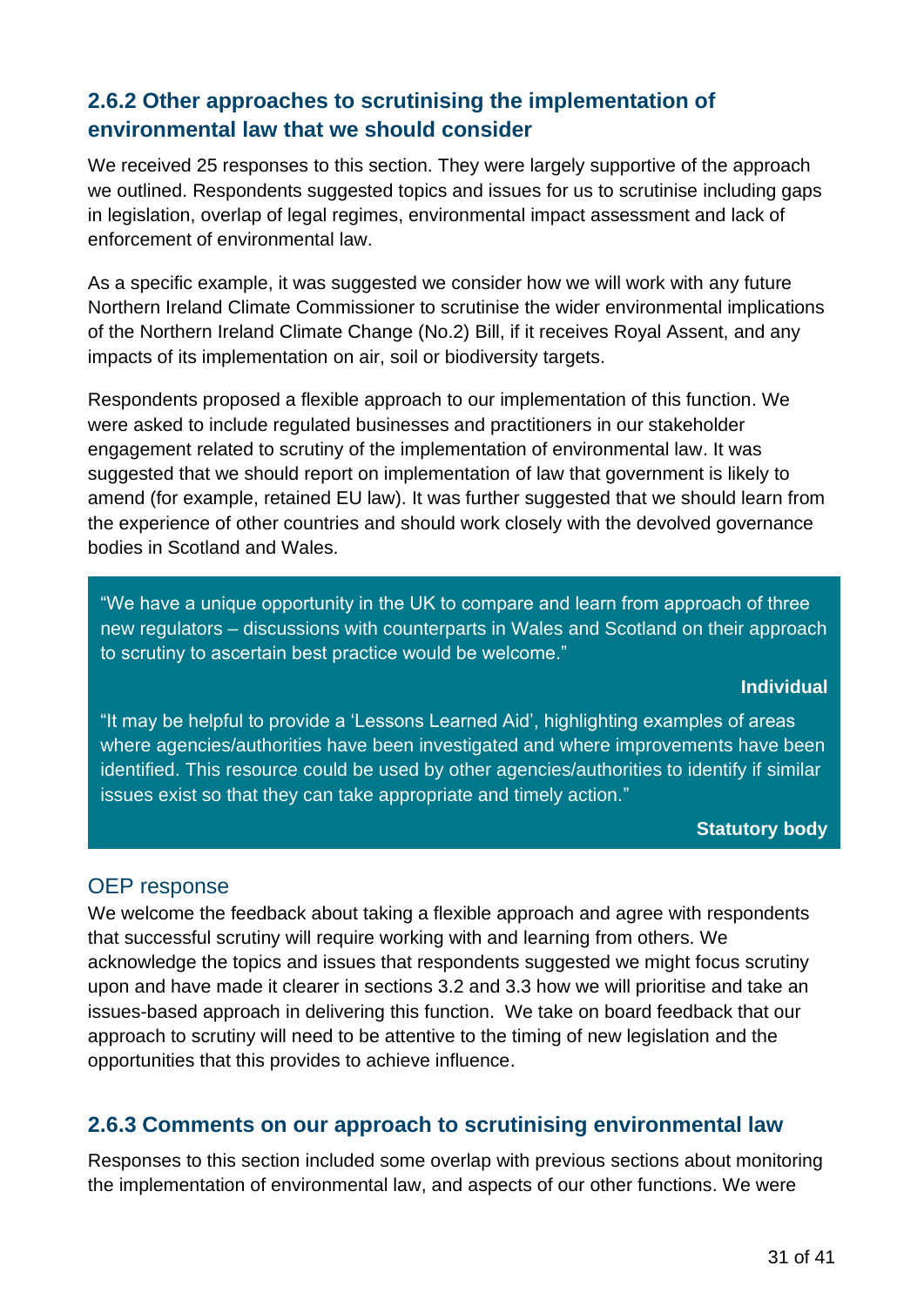### 2.6.2 Other approaches to scrutinising the implementation of environmental law that we should consider

We received 25 responses to this section. They were largely supportive of the approach we outlined. Respondents suggested topics and issues for us to scrutinise including gaps in legislation, overlap of legal regimes, environmental impact assessment and lack of enforcement of environmental law.

As a specific example, it was suggested we consider how we will work with any future Northern Ireland Climate Commissioner to scrutinise the wider environmental implications of the Northern Ireland Climate Change (No.2) Bill, if it receives Royal Assent, and any impacts of its implementation on air, soil or biodiversity targets.

Respondents proposed a flexible approach to our implementation of this function. We were asked to include regulated businesses and practitioners in our stakeholder engagement related to scrutiny of the implementation of environmental law. It was suggested that we should report on implementation of law that government is likely to amend (for example, retained EU law). It was further suggested that we should learn from the experience of other countries and should work closely with the devolved governance bodies in Scotland and Wales.

> "We have a unique opportunity in the UK to compare and learn from approach of three new regulators – discussions with counterparts in Wales and Scotland on their approach to scrutiny to ascertain best practice would be welcome."
>
> **Individual**
>
> "It may be helpful to provide a 'Lessons Learned Aid', highlighting examples of areas where agencies/authorities have been investigated and where improvements have been identified. This resource could be used by other agencies/authorities to identify if similar issues exist so that they can take appropriate and timely action."
>
> **Statutory body**

#### OEP response

We welcome the feedback about taking a flexible approach and agree with respondents that successful scrutiny will require working with and learning from others. We acknowledge the topics and issues that respondents suggested we might focus scrutiny upon and have made it clearer in sections 3.2 and 3.3 how we will prioritise and take an issues-based approach in delivering this function. We take on board feedback that our approach to scrutiny will need to be attentive to the timing of new legislation and the opportunities that this provides to achieve influence.

### 2.6.3 Comments on our approach to scrutinising environmental law

Responses to this section included some overlap with previous sections about monitoring the implementation of environmental law, and aspects of our other functions. We were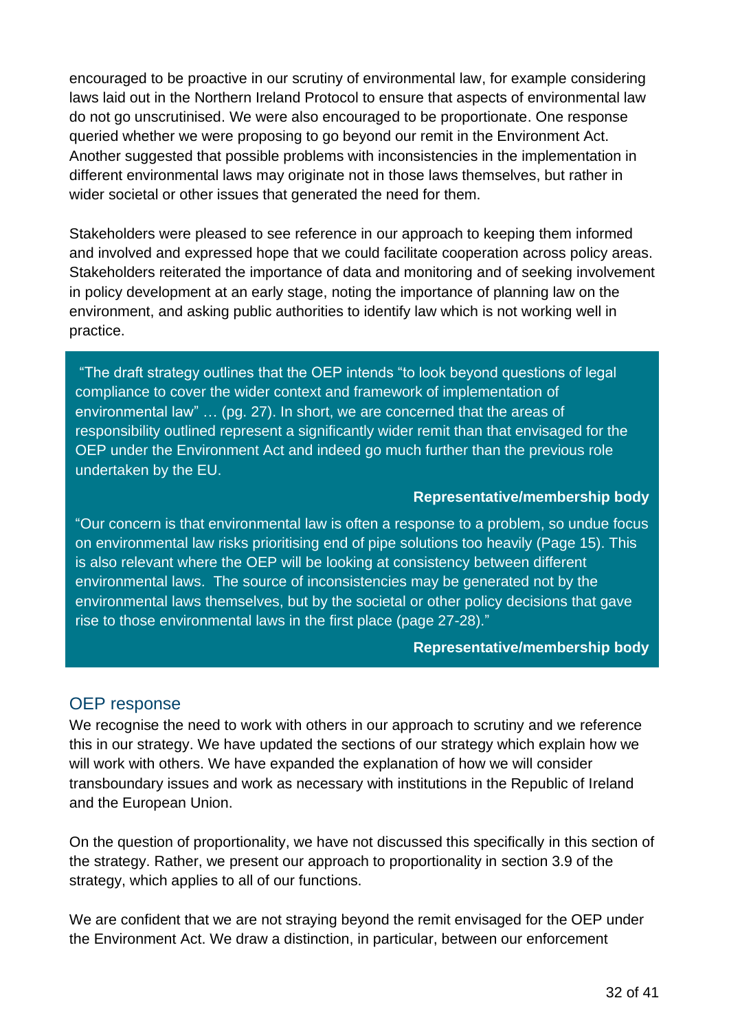encouraged to be proactive in our scrutiny of environmental law, for example considering laws laid out in the Northern Ireland Protocol to ensure that aspects of environmental law do not go unscrutinised. We were also encouraged to be proportionate. One response queried whether we were proposing to go beyond our remit in the Environment Act. Another suggested that possible problems with inconsistencies in the implementation in different environmental laws may originate not in those laws themselves, but rather in wider societal or other issues that generated the need for them.

Stakeholders were pleased to see reference in our approach to keeping them informed and involved and expressed hope that we could facilitate cooperation across policy areas. Stakeholders reiterated the importance of data and monitoring and of seeking involvement in policy development at an early stage, noting the importance of planning law on the environment, and asking public authorities to identify law which is not working well in practice.

> "The draft strategy outlines that the OEP intends "to look beyond questions of legal compliance to cover the wider context and framework of implementation of environmental law" … (pg. 27). In short, we are concerned that the areas of responsibility outlined represent a significantly wider remit than that envisaged for the OEP under the Environment Act and indeed go much further than the previous role undertaken by the EU.
>
> **Representative/membership body**

> "Our concern is that environmental law is often a response to a problem, so undue focus on environmental law risks prioritising end of pipe solutions too heavily (Page 15). This is also relevant where the OEP will be looking at consistency between different environmental laws. The source of inconsistencies may be generated not by the environmental laws themselves, but by the societal or other policy decisions that gave rise to those environmental laws in the first place (page 27-28)."
>
> **Representative/membership body**

## OEP response

We recognise the need to work with others in our approach to scrutiny and we reference this in our strategy. We have updated the sections of our strategy which explain how we will work with others. We have expanded the explanation of how we will consider transboundary issues and work as necessary with institutions in the Republic of Ireland and the European Union.

On the question of proportionality, we have not discussed this specifically in this section of the strategy. Rather, we present our approach to proportionality in section 3.9 of the strategy, which applies to all of our functions.

We are confident that we are not straying beyond the remit envisaged for the OEP under the Environment Act. We draw a distinction, in particular, between our enforcement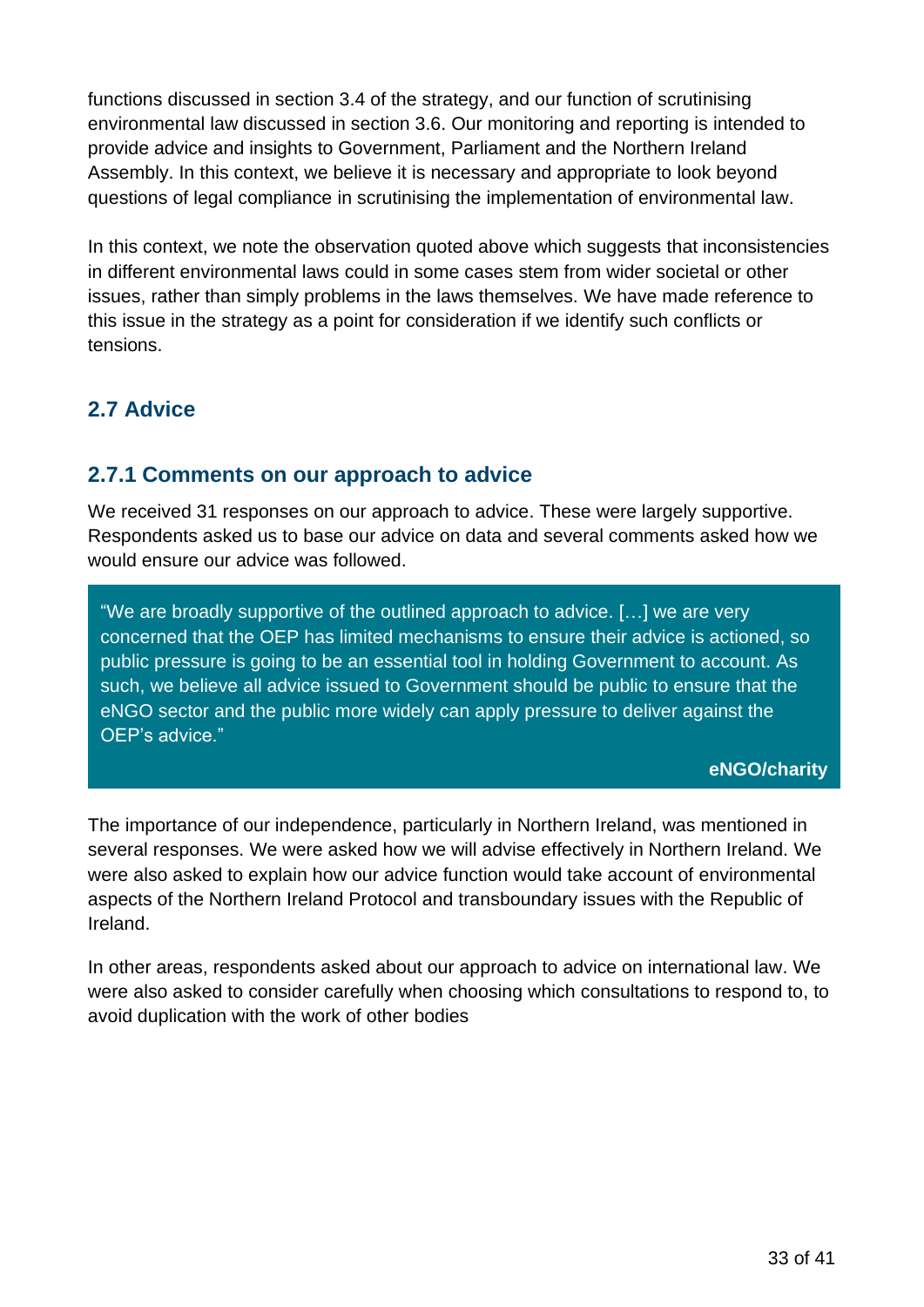functions discussed in section 3.4 of the strategy, and our function of scrutinising environmental law discussed in section 3.6. Our monitoring and reporting is intended to provide advice and insights to Government, Parliament and the Northern Ireland Assembly. In this context, we believe it is necessary and appropriate to look beyond questions of legal compliance in scrutinising the implementation of environmental law.

In this context, we note the observation quoted above which suggests that inconsistencies in different environmental laws could in some cases stem from wider societal or other issues, rather than simply problems in the laws themselves. We have made reference to this issue in the strategy as a point for consideration if we identify such conflicts or tensions.

## 2.7 Advice

### 2.7.1 Comments on our approach to advice

We received 31 responses on our approach to advice. These were largely supportive. Respondents asked us to base our advice on data and several comments asked how we would ensure our advice was followed.

> "We are broadly supportive of the outlined approach to advice. […] we are very concerned that the OEP has limited mechanisms to ensure their advice is actioned, so public pressure is going to be an essential tool in holding Government to account. As such, we believe all advice issued to Government should be public to ensure that the eNGO sector and the public more widely can apply pressure to deliver against the OEP's advice."
>
> **eNGO/charity**

The importance of our independence, particularly in Northern Ireland, was mentioned in several responses. We were asked how we will advise effectively in Northern Ireland. We were also asked to explain how our advice function would take account of environmental aspects of the Northern Ireland Protocol and transboundary issues with the Republic of Ireland.

In other areas, respondents asked about our approach to advice on international law. We were also asked to consider carefully when choosing which consultations to respond to, to avoid duplication with the work of other bodies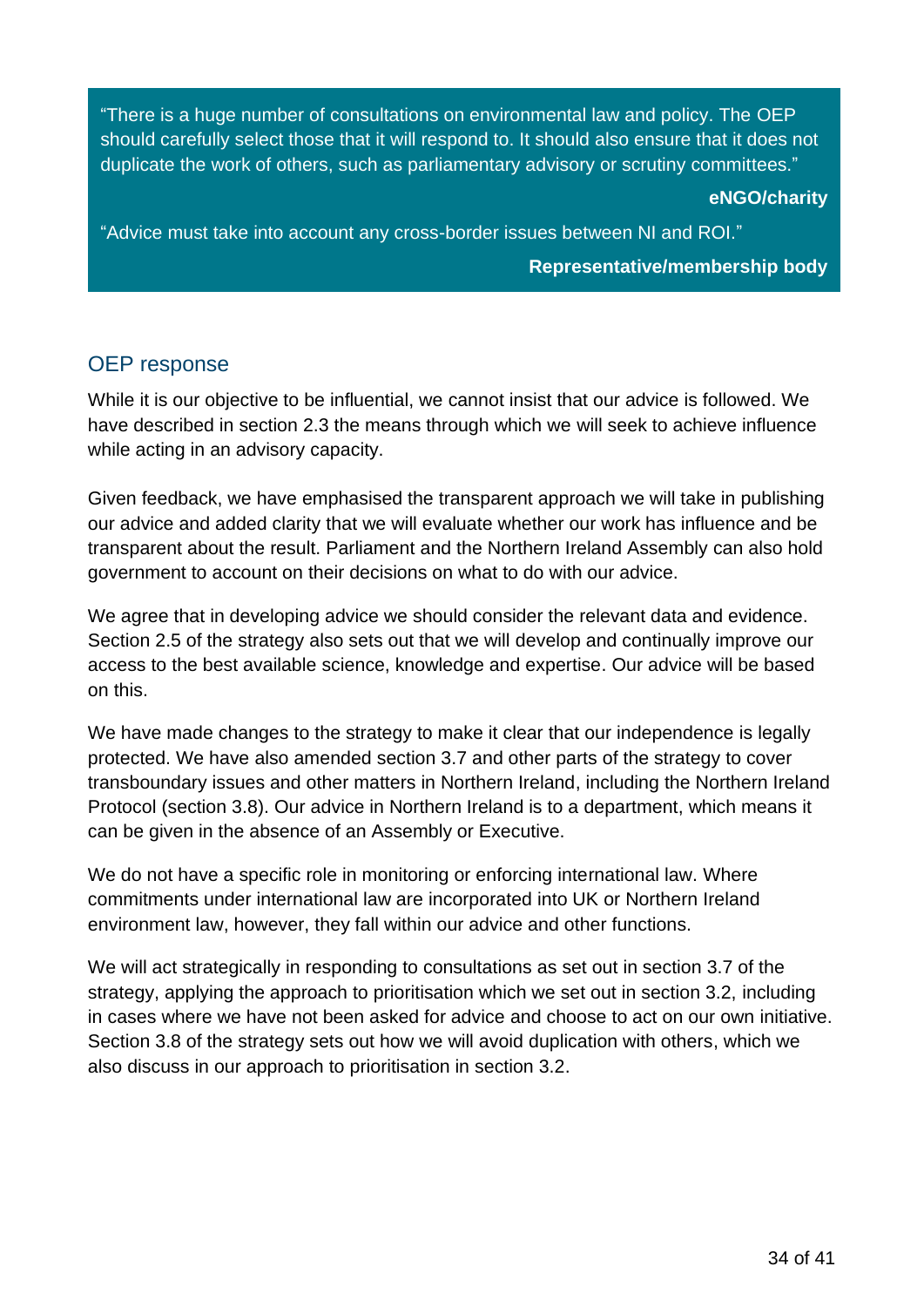> "There is a huge number of consultations on environmental law and policy. The OEP should carefully select those that it will respond to. It should also ensure that it does not duplicate the work of others, such as parliamentary advisory or scrutiny committees."
>
> **eNGO/charity**
>
> "Advice must take into account any cross-border issues between NI and ROI."
>
> **Representative/membership body**

## OEP response

While it is our objective to be influential, we cannot insist that our advice is followed. We have described in section 2.3 the means through which we will seek to achieve influence while acting in an advisory capacity.

Given feedback, we have emphasised the transparent approach we will take in publishing our advice and added clarity that we will evaluate whether our work has influence and be transparent about the result. Parliament and the Northern Ireland Assembly can also hold government to account on their decisions on what to do with our advice.

We agree that in developing advice we should consider the relevant data and evidence. Section 2.5 of the strategy also sets out that we will develop and continually improve our access to the best available science, knowledge and expertise. Our advice will be based on this.

We have made changes to the strategy to make it clear that our independence is legally protected. We have also amended section 3.7 and other parts of the strategy to cover transboundary issues and other matters in Northern Ireland, including the Northern Ireland Protocol (section 3.8). Our advice in Northern Ireland is to a department, which means it can be given in the absence of an Assembly or Executive.

We do not have a specific role in monitoring or enforcing international law. Where commitments under international law are incorporated into UK or Northern Ireland environment law, however, they fall within our advice and other functions.

We will act strategically in responding to consultations as set out in section 3.7 of the strategy, applying the approach to prioritisation which we set out in section 3.2, including in cases where we have not been asked for advice and choose to act on our own initiative. Section 3.8 of the strategy sets out how we will avoid duplication with others, which we also discuss in our approach to prioritisation in section 3.2.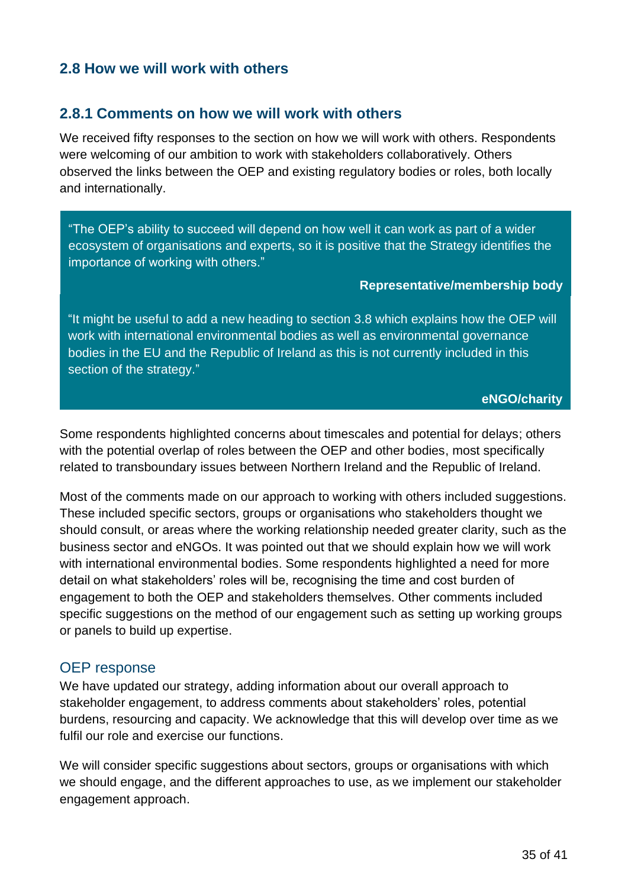## 2.8 How we will work with others

### 2.8.1 Comments on how we will work with others

We received fifty responses to the section on how we will work with others. Respondents were welcoming of our ambition to work with stakeholders collaboratively. Others observed the links between the OEP and existing regulatory bodies or roles, both locally and internationally.

> "The OEP's ability to succeed will depend on how well it can work as part of a wider ecosystem of organisations and experts, so it is positive that the Strategy identifies the importance of working with others."
>
> **Representative/membership body**

> "It might be useful to add a new heading to section 3.8 which explains how the OEP will work with international environmental bodies as well as environmental governance bodies in the EU and the Republic of Ireland as this is not currently included in this section of the strategy."
>
> **eNGO/charity**

Some respondents highlighted concerns about timescales and potential for delays; others with the potential overlap of roles between the OEP and other bodies, most specifically related to transboundary issues between Northern Ireland and the Republic of Ireland.

Most of the comments made on our approach to working with others included suggestions. These included specific sectors, groups or organisations who stakeholders thought we should consult, or areas where the working relationship needed greater clarity, such as the business sector and eNGOs. It was pointed out that we should explain how we will work with international environmental bodies. Some respondents highlighted a need for more detail on what stakeholders' roles will be, recognising the time and cost burden of engagement to both the OEP and stakeholders themselves. Other comments included specific suggestions on the method of our engagement such as setting up working groups or panels to build up expertise.

### OEP response

We have updated our strategy, adding information about our overall approach to stakeholder engagement, to address comments about stakeholders' roles, potential burdens, resourcing and capacity. We acknowledge that this will develop over time as we fulfil our role and exercise our functions.

We will consider specific suggestions about sectors, groups or organisations with which we should engage, and the different approaches to use, as we implement our stakeholder engagement approach.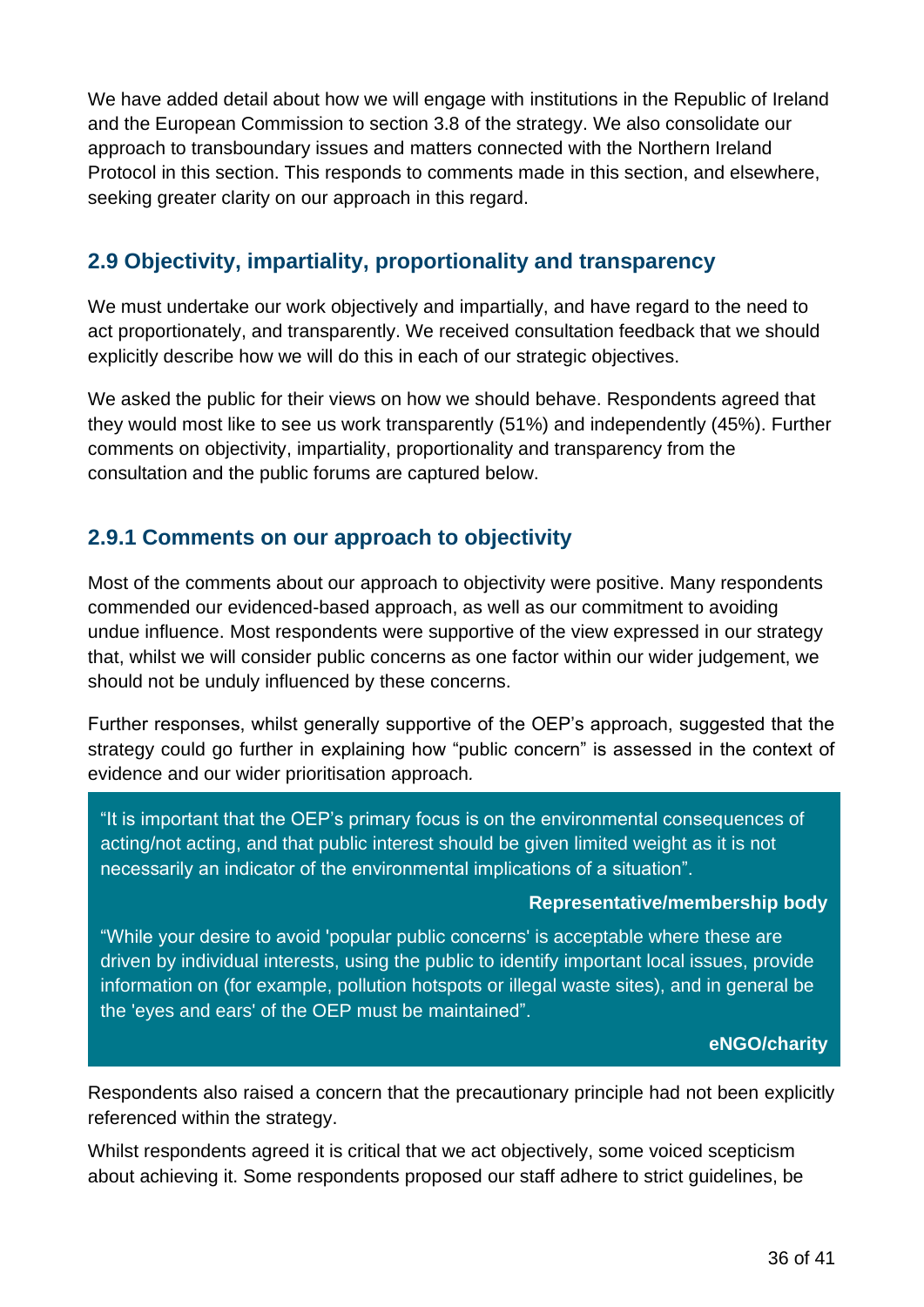We have added detail about how we will engage with institutions in the Republic of Ireland and the European Commission to section 3.8 of the strategy. We also consolidate our approach to transboundary issues and matters connected with the Northern Ireland Protocol in this section. This responds to comments made in this section, and elsewhere, seeking greater clarity on our approach in this regard.

## 2.9 Objectivity, impartiality, proportionality and transparency

We must undertake our work objectively and impartially, and have regard to the need to act proportionately, and transparently. We received consultation feedback that we should explicitly describe how we will do this in each of our strategic objectives.

We asked the public for their views on how we should behave. Respondents agreed that they would most like to see us work transparently (51%) and independently (45%). Further comments on objectivity, impartiality, proportionality and transparency from the consultation and the public forums are captured below.

### 2.9.1 Comments on our approach to objectivity

Most of the comments about our approach to objectivity were positive. Many respondents commended our evidenced-based approach, as well as our commitment to avoiding undue influence. Most respondents were supportive of the view expressed in our strategy that, whilst we will consider public concerns as one factor within our wider judgement, we should not be unduly influenced by these concerns.

Further responses, whilst generally supportive of the OEP's approach, suggested that the strategy could go further in explaining how "public concern" is assessed in the context of evidence and our wider prioritisation approach.

> "It is important that the OEP's primary focus is on the environmental consequences of acting/not acting, and that public interest should be given limited weight as it is not necessarily an indicator of the environmental implications of a situation".
>
> **Representative/membership body**
>
> "While your desire to avoid 'popular public concerns' is acceptable where these are driven by individual interests, using the public to identify important local issues, provide information on (for example, pollution hotspots or illegal waste sites), and in general be the 'eyes and ears' of the OEP must be maintained".
>
> **eNGO/charity**

Respondents also raised a concern that the precautionary principle had not been explicitly referenced within the strategy.

Whilst respondents agreed it is critical that we act objectively, some voiced scepticism about achieving it. Some respondents proposed our staff adhere to strict guidelines, be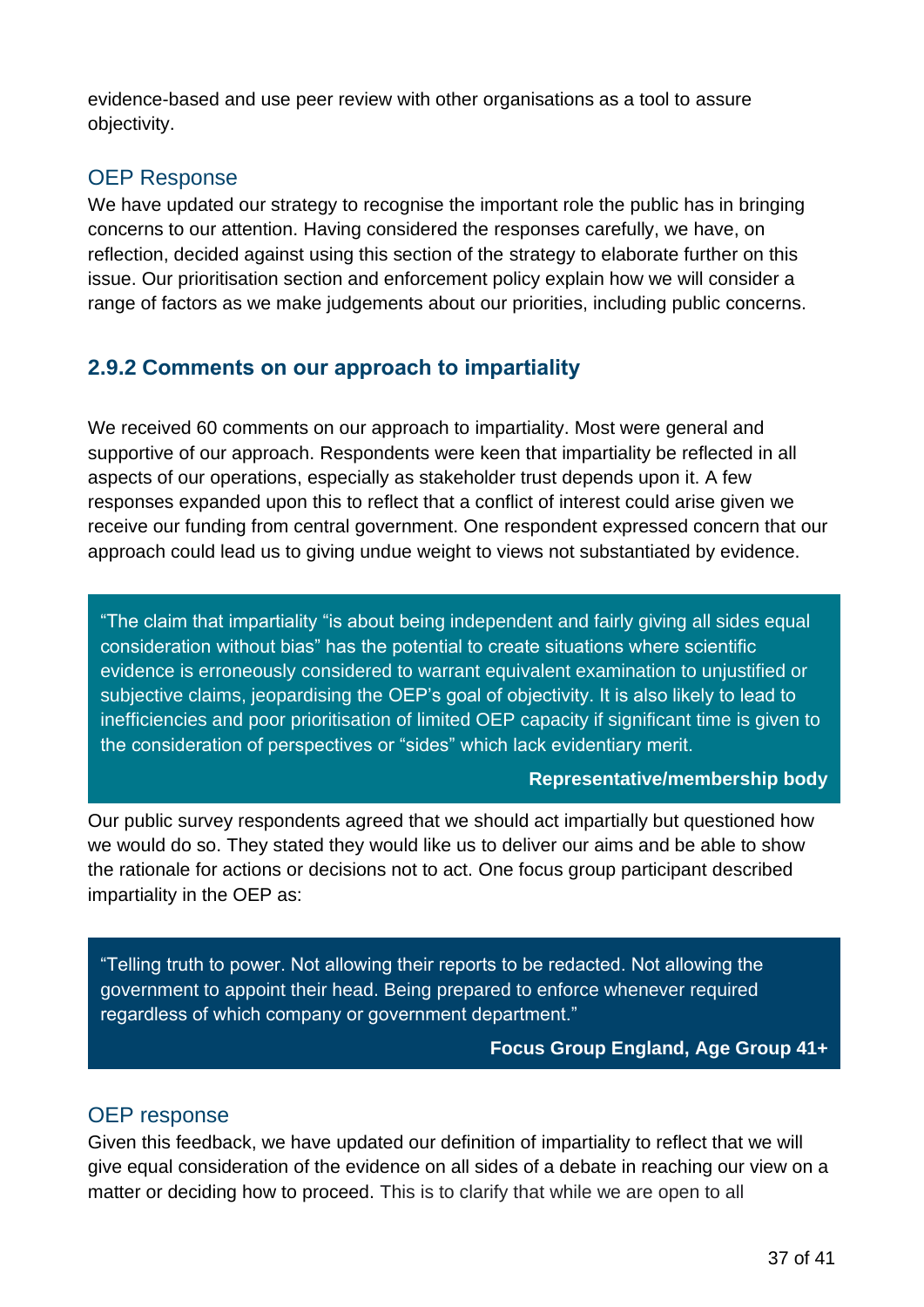evidence-based and use peer review with other organisations as a tool to assure objectivity.

### OEP Response

We have updated our strategy to recognise the important role the public has in bringing concerns to our attention. Having considered the responses carefully, we have, on reflection, decided against using this section of the strategy to elaborate further on this issue. Our prioritisation section and enforcement policy explain how we will consider a range of factors as we make judgements about our priorities, including public concerns.

## 2.9.2 Comments on our approach to impartiality

We received 60 comments on our approach to impartiality. Most were general and supportive of our approach. Respondents were keen that impartiality be reflected in all aspects of our operations, especially as stakeholder trust depends upon it. A few responses expanded upon this to reflect that a conflict of interest could arise given we receive our funding from central government. One respondent expressed concern that our approach could lead us to giving undue weight to views not substantiated by evidence.

> "The claim that impartiality "is about being independent and fairly giving all sides equal consideration without bias" has the potential to create situations where scientific evidence is erroneously considered to warrant equivalent examination to unjustified or subjective claims, jeopardising the OEP's goal of objectivity. It is also likely to lead to inefficiencies and poor prioritisation of limited OEP capacity if significant time is given to the consideration of perspectives or "sides" which lack evidentiary merit.
>
> **Representative/membership body**

Our public survey respondents agreed that we should act impartially but questioned how we would do so. They stated they would like us to deliver our aims and be able to show the rationale for actions or decisions not to act. One focus group participant described impartiality in the OEP as:

> "Telling truth to power. Not allowing their reports to be redacted. Not allowing the government to appoint their head. Being prepared to enforce whenever required regardless of which company or government department."
>
> **Focus Group England, Age Group 41+**

### OEP response

Given this feedback, we have updated our definition of impartiality to reflect that we will give equal consideration of the evidence on all sides of a debate in reaching our view on a matter or deciding how to proceed. This is to clarify that while we are open to all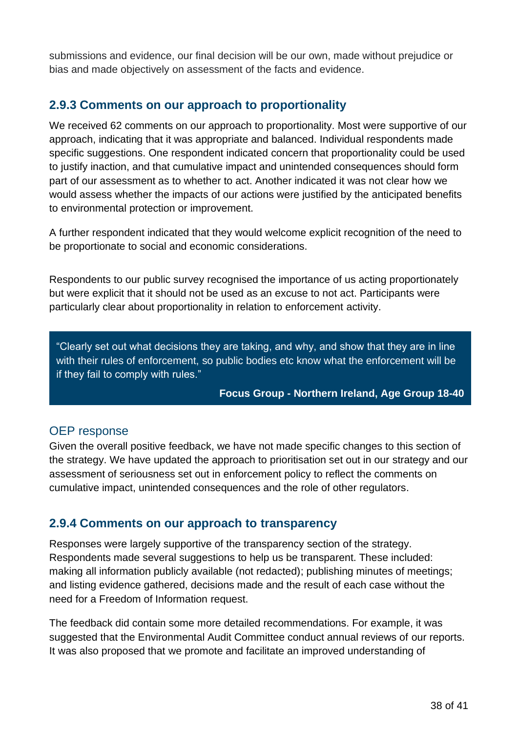submissions and evidence, our final decision will be our own, made without prejudice or bias and made objectively on assessment of the facts and evidence.

### 2.9.3 Comments on our approach to proportionality

We received 62 comments on our approach to proportionality. Most were supportive of our approach, indicating that it was appropriate and balanced. Individual respondents made specific suggestions. One respondent indicated concern that proportionality could be used to justify inaction, and that cumulative impact and unintended consequences should form part of our assessment as to whether to act. Another indicated it was not clear how we would assess whether the impacts of our actions were justified by the anticipated benefits to environmental protection or improvement.

A further respondent indicated that they would welcome explicit recognition of the need to be proportionate to social and economic considerations.

Respondents to our public survey recognised the importance of us acting proportionately but were explicit that it should not be used as an excuse to not act. Participants were particularly clear about proportionality in relation to enforcement activity.

> "Clearly set out what decisions they are taking, and why, and show that they are in line with their rules of enforcement, so public bodies etc know what the enforcement will be if they fail to comply with rules."
>
> **Focus Group - Northern Ireland, Age Group 18-40**

#### OEP response

Given the overall positive feedback, we have not made specific changes to this section of the strategy. We have updated the approach to prioritisation set out in our strategy and our assessment of seriousness set out in enforcement policy to reflect the comments on cumulative impact, unintended consequences and the role of other regulators.

### 2.9.4 Comments on our approach to transparency

Responses were largely supportive of the transparency section of the strategy. Respondents made several suggestions to help us be transparent. These included: making all information publicly available (not redacted); publishing minutes of meetings; and listing evidence gathered, decisions made and the result of each case without the need for a Freedom of Information request.

The feedback did contain some more detailed recommendations. For example, it was suggested that the Environmental Audit Committee conduct annual reviews of our reports. It was also proposed that we promote and facilitate an improved understanding of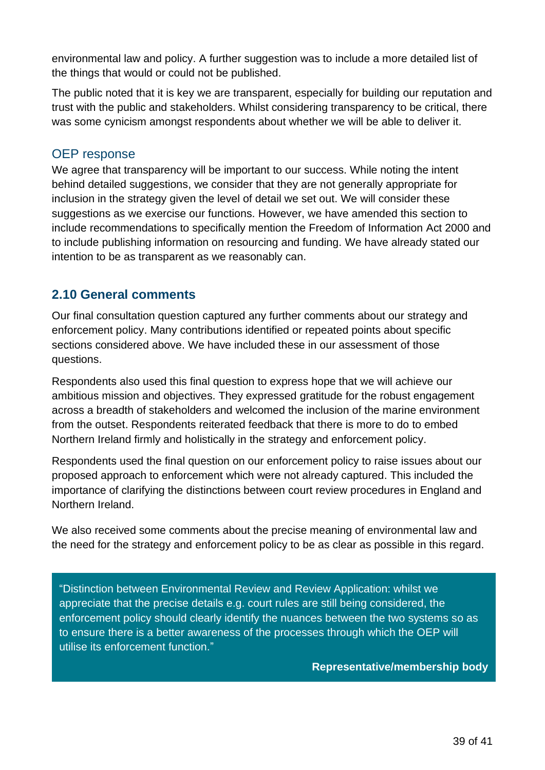environmental law and policy. A further suggestion was to include a more detailed list of the things that would or could not be published.

The public noted that it is key we are transparent, especially for building our reputation and trust with the public and stakeholders. Whilst considering transparency to be critical, there was some cynicism amongst respondents about whether we will be able to deliver it.

### OEP response

We agree that transparency will be important to our success. While noting the intent behind detailed suggestions, we consider that they are not generally appropriate for inclusion in the strategy given the level of detail we set out. We will consider these suggestions as we exercise our functions. However, we have amended this section to include recommendations to specifically mention the Freedom of Information Act 2000 and to include publishing information on resourcing and funding. We have already stated our intention to be as transparent as we reasonably can.

## 2.10 General comments

Our final consultation question captured any further comments about our strategy and enforcement policy. Many contributions identified or repeated points about specific sections considered above. We have included these in our assessment of those questions.

Respondents also used this final question to express hope that we will achieve our ambitious mission and objectives. They expressed gratitude for the robust engagement across a breadth of stakeholders and welcomed the inclusion of the marine environment from the outset. Respondents reiterated feedback that there is more to do to embed Northern Ireland firmly and holistically in the strategy and enforcement policy.

Respondents used the final question on our enforcement policy to raise issues about our proposed approach to enforcement which were not already captured. This included the importance of clarifying the distinctions between court review procedures in England and Northern Ireland.

We also received some comments about the precise meaning of environmental law and the need for the strategy and enforcement policy to be as clear as possible in this regard.

> "Distinction between Environmental Review and Review Application: whilst we appreciate that the precise details e.g. court rules are still being considered, the enforcement policy should clearly identify the nuances between the two systems so as to ensure there is a better awareness of the processes through which the OEP will utilise its enforcement function."
>
> **Representative/membership body**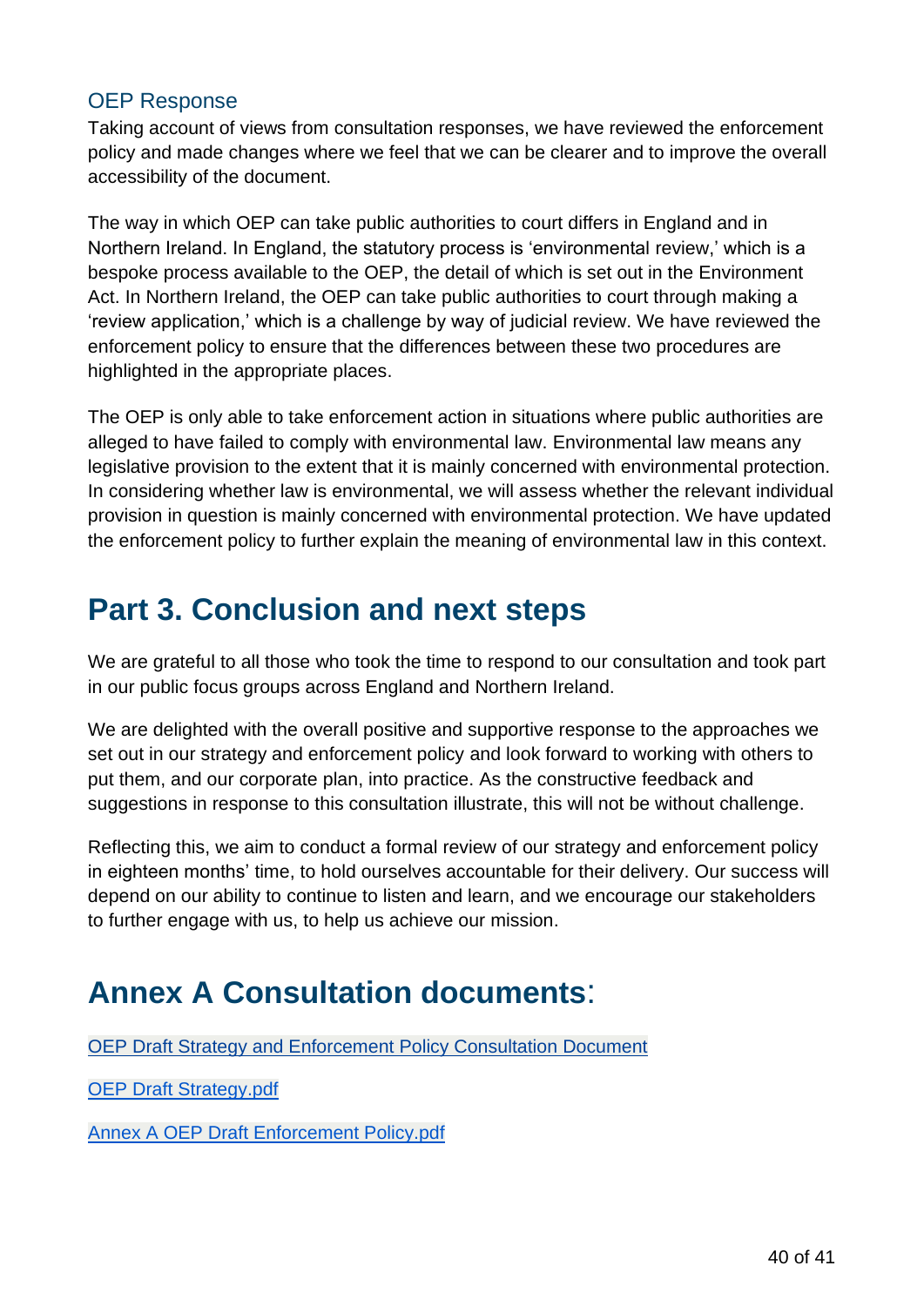### OEP Response

Taking account of views from consultation responses, we have reviewed the enforcement policy and made changes where we feel that we can be clearer and to improve the overall accessibility of the document.

The way in which OEP can take public authorities to court differs in England and in Northern Ireland. In England, the statutory process is 'environmental review,' which is a bespoke process available to the OEP, the detail of which is set out in the Environment Act. In Northern Ireland, the OEP can take public authorities to court through making a 'review application,' which is a challenge by way of judicial review. We have reviewed the enforcement policy to ensure that the differences between these two procedures are highlighted in the appropriate places.

The OEP is only able to take enforcement action in situations where public authorities are alleged to have failed to comply with environmental law. Environmental law means any legislative provision to the extent that it is mainly concerned with environmental protection. In considering whether law is environmental, we will assess whether the relevant individual provision in question is mainly concerned with environmental protection. We have updated the enforcement policy to further explain the meaning of environmental law in this context.

# Part 3. Conclusion and next steps

We are grateful to all those who took the time to respond to our consultation and took part in our public focus groups across England and Northern Ireland.

We are delighted with the overall positive and supportive response to the approaches we set out in our strategy and enforcement policy and look forward to working with others to put them, and our corporate plan, into practice. As the constructive feedback and suggestions in response to this consultation illustrate, this will not be without challenge.

Reflecting this, we aim to conduct a formal review of our strategy and enforcement policy in eighteen months' time, to hold ourselves accountable for their delivery. Our success will depend on our ability to continue to listen and learn, and we encourage our stakeholders to further engage with us, to help us achieve our mission.

# Annex A Consultation documents:

OEP Draft Strategy and Enforcement Policy Consultation Document

OEP Draft Strategy.pdf

Annex A OEP Draft Enforcement Policy.pdf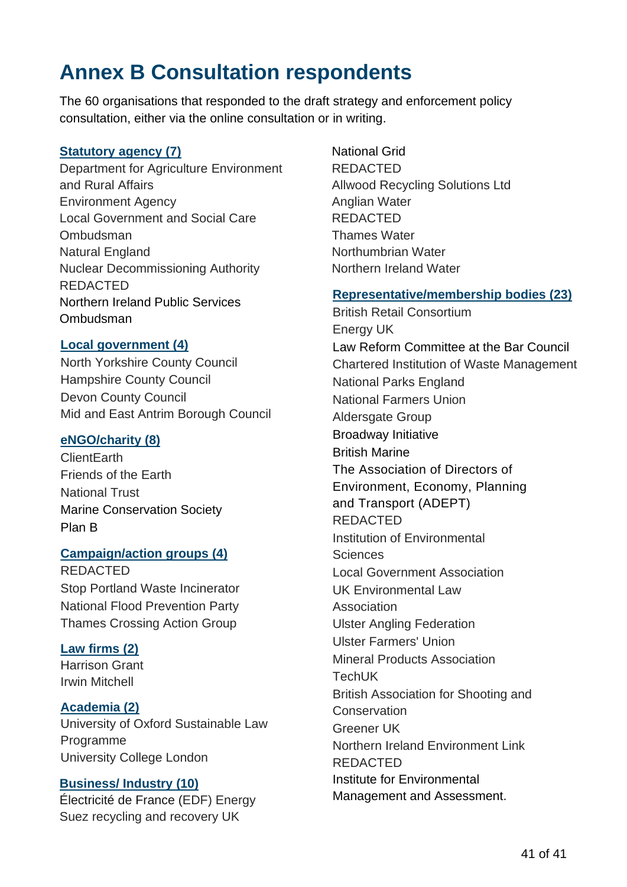# Annex B Consultation respondents

The 60 organisations that responded to the draft strategy and enforcement policy consultation, either via the online consultation or in writing.

**Statutory agency (7)**

Department for Agriculture Environment and Rural Affairs
Environment Agency
Local Government and Social Care Ombudsman
Natural England
Nuclear Decommissioning Authority
REDACTED
Northern Ireland Public Services Ombudsman

**Local government (4)**

North Yorkshire County Council
Hampshire County Council
Devon County Council
Mid and East Antrim Borough Council

**eNGO/charity (8)**

ClientEarth
Friends of the Earth
National Trust
Marine Conservation Society
Plan B

**Campaign/action groups (4)**

REDACTED
Stop Portland Waste Incinerator
National Flood Prevention Party
Thames Crossing Action Group

**Law firms (2)**

Harrison Grant
Irwin Mitchell

**Academia (2)**

University of Oxford Sustainable Law Programme
University College London

**Business/ Industry (10)**

Électricité de France (EDF) Energy
Suez recycling and recovery UK
National Grid
REDACTED
Allwood Recycling Solutions Ltd
Anglian Water
REDACTED
Thames Water
Northumbrian Water
Northern Ireland Water

**Representative/membership bodies (23)**

British Retail Consortium
Energy UK
Law Reform Committee at the Bar Council
Chartered Institution of Waste Management
National Parks England
National Farmers Union
Aldersgate Group
Broadway Initiative
British Marine
The Association of Directors of Environment, Economy, Planning and Transport (ADEPT)
REDACTED
Institution of Environmental Sciences
Local Government Association
UK Environmental Law Association
Ulster Angling Federation
Ulster Farmers' Union
Mineral Products Association
TechUK
British Association for Shooting and Conservation
Greener UK
Northern Ireland Environment Link
REDACTED
Institute for Environmental Management and Assessment.